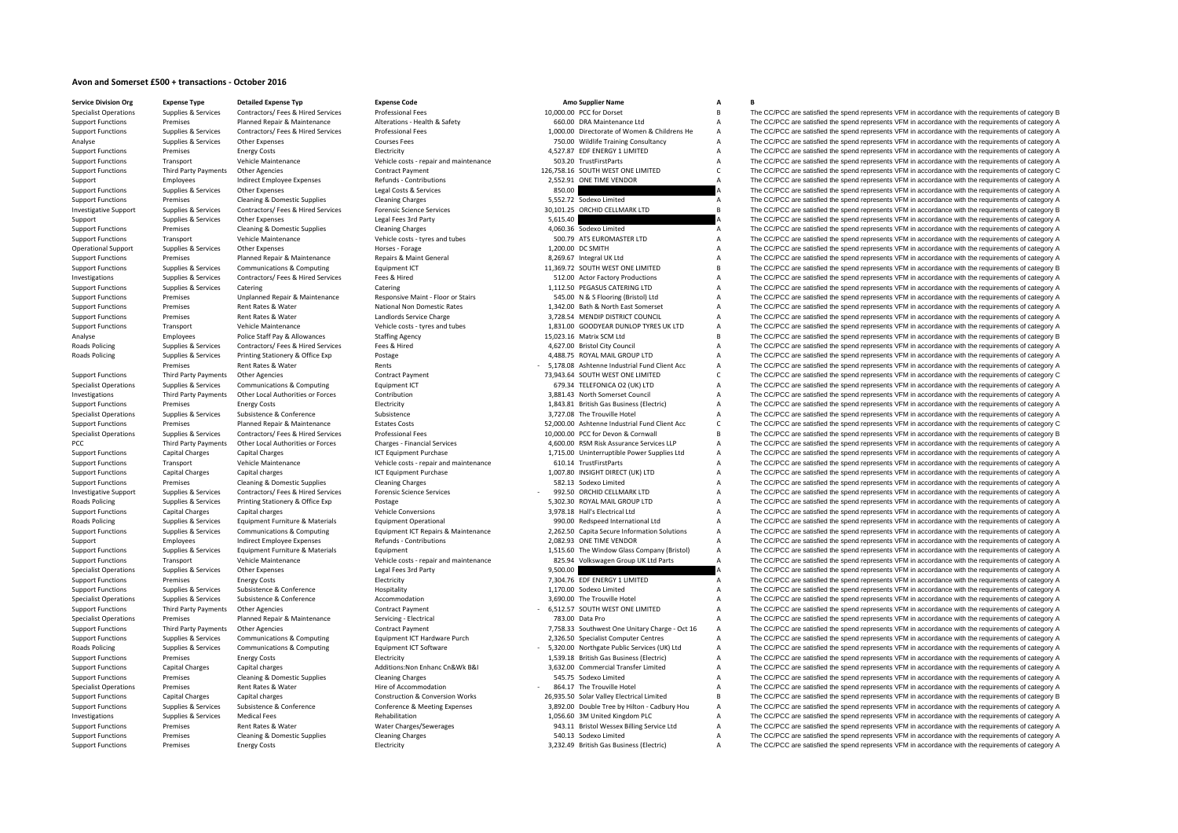# Avon and Somerset £500 + transactions - October 2016

| Service Division Org | Expense Type | Detailed Expense Typ | Expense Code | Amo | Supplier Name | A | B |
|---|---|---|---|---|---|---|---|
| Specialist Operations | Supplies & Services | Contractors/ Fees & Hired Services | Professional Fees | 10,000.00 | PCC for Dorset | B | The CC/PCC are satisfied the spend represents VFM in accordance with the requirements of category B |
| Support Functions | Premises | Planned Repair & Maintenance | Alterations - Health & Safety | 660.00 | DRA Maintenance Ltd | A | The CC/PCC are satisfied the spend represents VFM in accordance with the requirements of category A |
| Support Functions | Supplies & Services | Contractors/ Fees & Hired Services | Professional Fees | 1,000.00 | Directorate of Women & Childrens He | A | The CC/PCC are satisfied the spend represents VFM in accordance with the requirements of category A |
| Analyse | Supplies & Services | Other Expenses | Courses Fees | 750.00 | Wildlife Training Consultancy | A | The CC/PCC are satisfied the spend represents VFM in accordance with the requirements of category A |
| Support Functions | Premises | Energy Costs | Electricity | 4,527.87 | EDF ENERGY 1 LIMITED | A | The CC/PCC are satisfied the spend represents VFM in accordance with the requirements of category A |
| Support Functions | Transport | Vehicle Maintenance | Vehicle costs - repair and maintenance | 503.20 | TrustFirstParts | A | The CC/PCC are satisfied the spend represents VFM in accordance with the requirements of category A |
| Support Functions | Third Party Payments | Other Agencies | Contract Payment | 126,758.16 | SOUTH WEST ONE LIMITED | C | The CC/PCC are satisfied the spend represents VFM in accordance with the requirements of category C |
| Support | Employees | Indirect Employee Expenses | Refunds - Contributions | 2,552.91 | ONE TIME VENDOR | A | The CC/PCC are satisfied the spend represents VFM in accordance with the requirements of category A |
| Support Functions | Supplies & Services | Other Expenses | Legal Costs & Services | 850.00 | | A | The CC/PCC are satisfied the spend represents VFM in accordance with the requirements of category A |
| Support Functions | Premises | Cleaning & Domestic Supplies | Cleaning Charges | 5,552.72 | Sodexo Limited | A | The CC/PCC are satisfied the spend represents VFM in accordance with the requirements of category A |
| Investigative Support | Supplies & Services | Contractors/ Fees & Hired Services | Forensic Science Services | 30,101.25 | ORCHID CELLMARK LTD | B | The CC/PCC are satisfied the spend represents VFM in accordance with the requirements of category B |
| Support | Supplies & Services | Other Expenses | Legal Fees 3rd Party | 5,615.40 | | A | The CC/PCC are satisfied the spend represents VFM in accordance with the requirements of category A |
| Support Functions | Premises | Cleaning & Domestic Supplies | Cleaning Charges | 4,060.36 | Sodexo Limited | A | The CC/PCC are satisfied the spend represents VFM in accordance with the requirements of category A |
| Support Functions | Transport | Vehicle Maintenance | Vehicle costs - tyres and tubes | 500.79 | ATS EUROMASTER LTD | A | The CC/PCC are satisfied the spend represents VFM in accordance with the requirements of category A |
| Operational Support | Supplies & Services | Other Expenses | Horses - Forage | 1,200.00 | DC SMITH | A | The CC/PCC are satisfied the spend represents VFM in accordance with the requirements of category A |
| Support Functions | Premises | Planned Repair & Maintenance | Repairs & Maint General | 8,269.67 | Integral UK Ltd | A | The CC/PCC are satisfied the spend represents VFM in accordance with the requirements of category A |
| Support Functions | Supplies & Services | Communications & Computing | Equipment ICT | 11,369.72 | SOUTH WEST ONE LIMITED | B | The CC/PCC are satisfied the spend represents VFM in accordance with the requirements of category B |
| Investigations | Supplies & Services | Contractors/ Fees & Hired Services | Fees & Hired | 512.00 | Actor Factory Productions | A | The CC/PCC are satisfied the spend represents VFM in accordance with the requirements of category A |
| Support Functions | Supplies & Services | Catering | Catering | 1,112.50 | PEGASUS CATERING LTD | A | The CC/PCC are satisfied the spend represents VFM in accordance with the requirements of category A |
| Support Functions | Premises | Unplanned Repair & Maintenance | Responsive Maint - Floor or Stairs | 545.00 | N & S Flooring (Bristol) Ltd | A | The CC/PCC are satisfied the spend represents VFM in accordance with the requirements of category A |
| Support Functions | Premises | Rent Rates & Water | National Non Domestic Rates | 1,342.00 | Bath & North East Somerset | A | The CC/PCC are satisfied the spend represents VFM in accordance with the requirements of category A |
| Support Functions | Premises | Rent Rates & Water | Landlords Service Charge | 3,728.54 | MENDIP DISTRICT COUNCIL | A | The CC/PCC are satisfied the spend represents VFM in accordance with the requirements of category A |
| Support Functions | Transport | Vehicle Maintenance | Vehicle costs - tyres and tubes | 1,831.00 | GOODYEAR DUNLOP TYRES UK LTD | A | The CC/PCC are satisfied the spend represents VFM in accordance with the requirements of category A |
| Analyse | Employees | Police Staff Pay & Allowances | Staffing Agency | 15,023.16 | Matrix SCM Ltd | B | The CC/PCC are satisfied the spend represents VFM in accordance with the requirements of category B |
| Roads Policing | Supplies & Services | Contractors/ Fees & Hired Services | Fees & Hired | 4,627.00 | Bristol City Council | A | The CC/PCC are satisfied the spend represents VFM in accordance with the requirements of category A |
| Roads Policing | Supplies & Services | Printing Stationery & Office Exp | Postage | 4,488.75 | ROYAL MAIL GROUP LTD | A | The CC/PCC are satisfied the spend represents VFM in accordance with the requirements of category A |
| | Premises | Rent Rates & Water | Rents | - 5,178.08 | Ashtenne Industrial Fund Client Acc | A | The CC/PCC are satisfied the spend represents VFM in accordance with the requirements of category A |
| Support Functions | Third Party Payments | Other Agencies | Contract Payment | 73,943.64 | SOUTH WEST ONE LIMITED | C | The CC/PCC are satisfied the spend represents VFM in accordance with the requirements of category C |
| Specialist Operations | Supplies & Services | Communications & Computing | Equipment ICT | 679.34 | TELEFONICA O2 (UK) LTD | A | The CC/PCC are satisfied the spend represents VFM in accordance with the requirements of category A |
| Investigations | Third Party Payments | Other Local Authorities or Forces | Contribution | 3,881.43 | North Somerset Council | A | The CC/PCC are satisfied the spend represents VFM in accordance with the requirements of category A |
| Support Functions | Premises | Energy Costs | Electricity | 1,843.81 | British Gas Business (Electric) | A | The CC/PCC are satisfied the spend represents VFM in accordance with the requirements of category A |
| Specialist Operations | Supplies & Services | Subsistence & Conference | Subsistence | 3,727.08 | The Trouville Hotel | A | The CC/PCC are satisfied the spend represents VFM in accordance with the requirements of category A |
| Support Functions | Premises | Planned Repair & Maintenance | Estates Costs | 52,000.00 | Ashtenne Industrial Fund Client Acc | C | The CC/PCC are satisfied the spend represents VFM in accordance with the requirements of category C |
| Specialist Operations | Supplies & Services | Contractors/ Fees & Hired Services | Professional Fees | 10,000.00 | PCC for Devon & Cornwall | B | The CC/PCC are satisfied the spend represents VFM in accordance with the requirements of category B |
| PCC | Third Party Payments | Other Local Authorities or Forces | Charges - Financial Services | 4,600.00 | RSM Risk Assurance Services LLP | A | The CC/PCC are satisfied the spend represents VFM in accordance with the requirements of category A |
| Support Functions | Capital Charges | Capital Charges | ICT Equipment Purchase | 1,715.00 | Uninterruptible Power Supplies Ltd | A | The CC/PCC are satisfied the spend represents VFM in accordance with the requirements of category A |
| Support Functions | Transport | Vehicle Maintenance | Vehicle costs - repair and maintenance | 610.14 | TrustFirstParts | A | The CC/PCC are satisfied the spend represents VFM in accordance with the requirements of category A |
| Support Functions | Capital Charges | Capital charges | ICT Equipment Purchase | 1,007.80 | INSIGHT DIRECT (UK) LTD | A | The CC/PCC are satisfied the spend represents VFM in accordance with the requirements of category A |
| Support Functions | Premises | Cleaning & Domestic Supplies | Cleaning Charges | 582.13 | Sodexo Limited | A | The CC/PCC are satisfied the spend represents VFM in accordance with the requirements of category A |
| Investigative Support | Supplies & Services | Contractors/ Fees & Hired Services | Forensic Science Services | - 992.50 | ORCHID CELLMARK LTD | A | The CC/PCC are satisfied the spend represents VFM in accordance with the requirements of category A |
| Roads Policing | Supplies & Services | Printing Stationery & Office Exp | Postage | 5,302.30 | ROYAL MAIL GROUP LTD | A | The CC/PCC are satisfied the spend represents VFM in accordance with the requirements of category A |
| Support Functions | Capital Charges | Capital charges | Vehicle Conversions | 3,978.18 | Hall's Electrical Ltd | A | The CC/PCC are satisfied the spend represents VFM in accordance with the requirements of category A |
| Roads Policing | Supplies & Services | Equipment Furniture & Materials | Equipment Operational | 990.00 | Redspeed International Ltd | A | The CC/PCC are satisfied the spend represents VFM in accordance with the requirements of category A |
| Support Functions | Supplies & Services | Communications & Computing | Equipment ICT Repairs & Maintenance | 2,262.50 | Capita Secure Information Solutions | A | The CC/PCC are satisfied the spend represents VFM in accordance with the requirements of category A |
| Support | Employees | Indirect Employee Expenses | Refunds - Contributions | 2,082.93 | ONE TIME VENDOR | A | The CC/PCC are satisfied the spend represents VFM in accordance with the requirements of category A |
| Support Functions | Supplies & Services | Equipment Furniture & Materials | Equipment | 1,515.60 | The Window Glass Company (Bristol) | A | The CC/PCC are satisfied the spend represents VFM in accordance with the requirements of category A |
| Support Functions | Transport | Vehicle Maintenance | Vehicle costs - repair and maintenance | 825.94 | Volkswagen Group UK Ltd Parts | A | The CC/PCC are satisfied the spend represents VFM in accordance with the requirements of category A |
| Specialist Operations | Supplies & Services | Other Expenses | Legal Fees 3rd Party | 9,500.00 | | A | The CC/PCC are satisfied the spend represents VFM in accordance with the requirements of category A |
| Support Functions | Premises | Energy Costs | Electricity | 7,304.76 | EDF ENERGY 1 LIMITED | A | The CC/PCC are satisfied the spend represents VFM in accordance with the requirements of category A |
| Support Functions | Supplies & Services | Subsistence & Conference | Hospitality | 1,170.00 | Sodexo Limited | A | The CC/PCC are satisfied the spend represents VFM in accordance with the requirements of category A |
| Specialist Operations | Supplies & Services | Subsistence & Conference | Accommodation | 3,690.00 | The Trouville Hotel | A | The CC/PCC are satisfied the spend represents VFM in accordance with the requirements of category A |
| Support Functions | Third Party Payments | Other Agencies | Contract Payment | - 6,512.57 | SOUTH WEST ONE LIMITED | A | The CC/PCC are satisfied the spend represents VFM in accordance with the requirements of category A |
| Specialist Operations | Premises | Planned Repair & Maintenance | Servicing - Electrical | 783.00 | Data Pro | A | The CC/PCC are satisfied the spend represents VFM in accordance with the requirements of category A |
| Support Functions | Third Party Payments | Other Agencies | Contract Payment | 7,758.33 | Southwest One Unitary Charge - Oct 16 | A | The CC/PCC are satisfied the spend represents VFM in accordance with the requirements of category A |
| Support Functions | Supplies & Services | Communications & Computing | Equipment ICT Hardware Purch | 2,326.50 | Specialist Computer Centres | A | The CC/PCC are satisfied the spend represents VFM in accordance with the requirements of category A |
| Roads Policing | Supplies & Services | Communications & Computing | Equipment ICT Software | - 5,320.00 | Northgate Public Services (UK) Ltd | A | The CC/PCC are satisfied the spend represents VFM in accordance with the requirements of category A |
| Support Functions | Premises | Energy Costs | Electricity | 1,539.18 | British Gas Business (Electric) | A | The CC/PCC are satisfied the spend represents VFM in accordance with the requirements of category A |
| Support Functions | Capital Charges | Capital charges | Additions:Non Enhanc Cn&Wk B&I | 3,632.00 | Commercial Transfer Limited | A | The CC/PCC are satisfied the spend represents VFM in accordance with the requirements of category A |
| Support Functions | Premises | Cleaning & Domestic Supplies | Cleaning Charges | 545.75 | Sodexo Limited | A | The CC/PCC are satisfied the spend represents VFM in accordance with the requirements of category A |
| Specialist Operations | Premises | Rent Rates & Water | Hire of Accommodation | - 864.17 | The Trouville Hotel | A | The CC/PCC are satisfied the spend represents VFM in accordance with the requirements of category A |
| Support Functions | Capital Charges | Capital charges | Construction & Conversion Works | 26,935.50 | Solar Valley Electrical Limited | B | The CC/PCC are satisfied the spend represents VFM in accordance with the requirements of category B |
| Support Functions | Supplies & Services | Subsistence & Conference | Conference & Meeting Expenses | 3,892.00 | Double Tree by Hilton - Cadbury Hou | A | The CC/PCC are satisfied the spend represents VFM in accordance with the requirements of category A |
| Investigations | Supplies & Services | Medical Fees | Rehabilitation | 1,056.60 | 3M United Kingdom PLC | A | The CC/PCC are satisfied the spend represents VFM in accordance with the requirements of category A |
| Support Functions | Premises | Rent Rates & Water | Water Charges/Sewerages | 943.11 | Bristol Wessex Billing Service Ltd | A | The CC/PCC are satisfied the spend represents VFM in accordance with the requirements of category A |
| Support Functions | Premises | Cleaning & Domestic Supplies | Cleaning Charges | 540.13 | Sodexo Limited | A | The CC/PCC are satisfied the spend represents VFM in accordance with the requirements of category A |
| Support Functions | Premises | Energy Costs | Electricity | 3,232.49 | British Gas Business (Electric) | A | The CC/PCC are satisfied the spend represents VFM in accordance with the requirements of category A |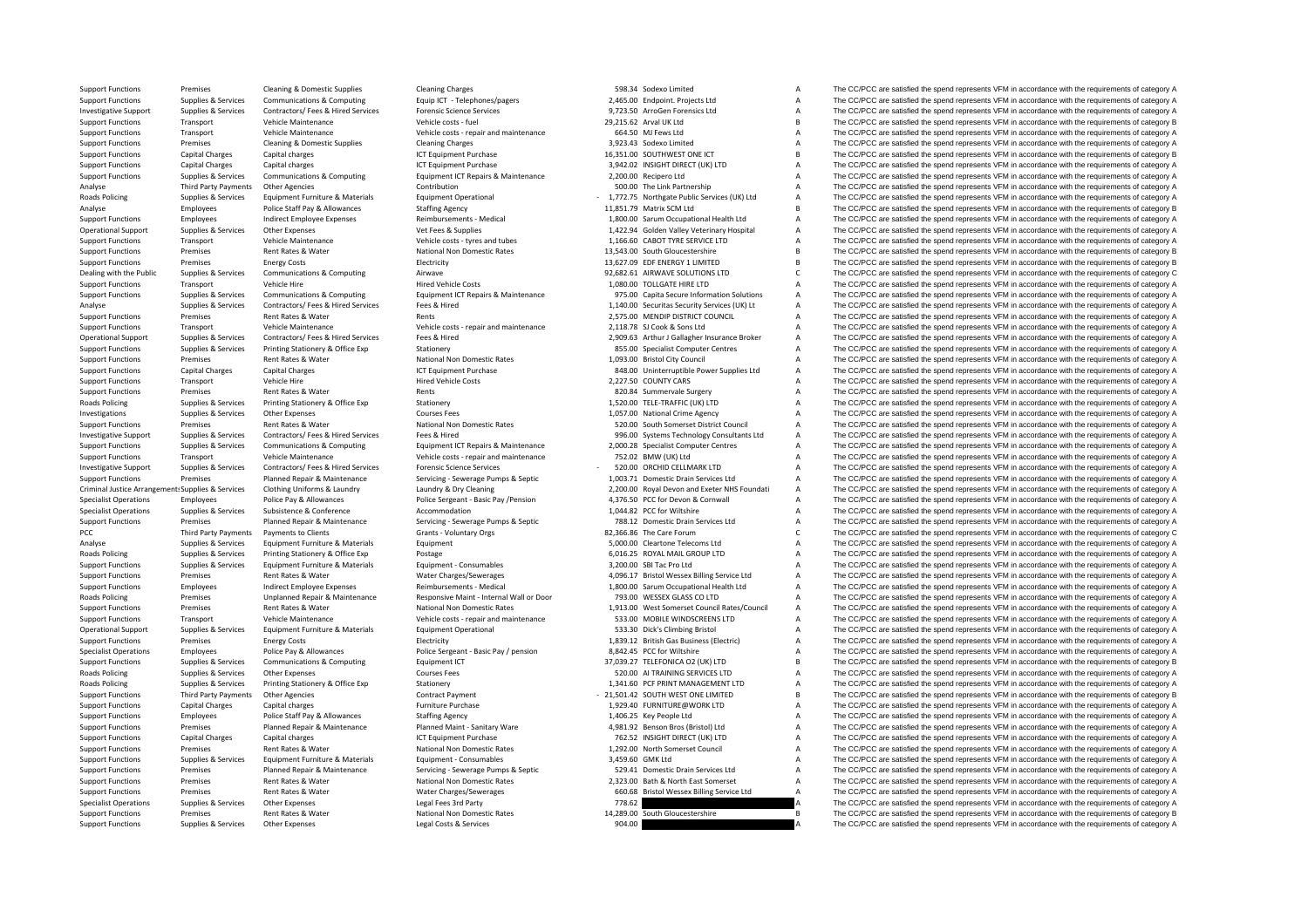| | | | | | | | |
|---|---|---|---|---|---|---|---|
| Support Functions | Premises | Cleaning & Domestic Supplies | Cleaning Charges | 598.34 | Sodexo Limited | A | The CC/PCC are satisfied the spend represents VFM in accordance with the requirements of category A |
| Support Functions | Supplies & Services | Communications & Computing | Equip ICT - Telephones/pagers | 2,465.00 | Endpoint. Projects Ltd | A | The CC/PCC are satisfied the spend represents VFM in accordance with the requirements of category A |
| Investigative Support | Supplies & Services | Contractors/ Fees & Hired Services | Forensic Science Services | 9,723.50 | ArroGen Forensics Ltd | A | The CC/PCC are satisfied the spend represents VFM in accordance with the requirements of category A |
| Support Functions | Transport | Vehicle Maintenance | Vehicle costs - fuel | 29,215.62 | Arval UK Ltd | B | The CC/PCC are satisfied the spend represents VFM in accordance with the requirements of category B |
| Support Functions | Transport | Vehicle Maintenance | Vehicle costs - repair and maintenance | 664.50 | MJ Fews Ltd | A | The CC/PCC are satisfied the spend represents VFM in accordance with the requirements of category A |
| Support Functions | Premises | Cleaning & Domestic Supplies | Cleaning Charges | 3,923.43 | Sodexo Limited | A | The CC/PCC are satisfied the spend represents VFM in accordance with the requirements of category A |
| Support Functions | Capital Charges | Capital charges | ICT Equipment Purchase | 16,351.00 | SOUTHWEST ONE ICT | B | The CC/PCC are satisfied the spend represents VFM in accordance with the requirements of category B |
| Support Functions | Capital Charges | Capital charges | ICT Equipment Purchase | 3,942.02 | INSIGHT DIRECT (UK) LTD | A | The CC/PCC are satisfied the spend represents VFM in accordance with the requirements of category A |
| Support Functions | Supplies & Services | Communications & Computing | Equipment ICT Repairs & Maintenance | 2,200.00 | Recipero Ltd | A | The CC/PCC are satisfied the spend represents VFM in accordance with the requirements of category A |
| Analyse | Third Party Payments | Other Agencies | Contribution | 500.00 | The Link Partnership | A | The CC/PCC are satisfied the spend represents VFM in accordance with the requirements of category A |
| Roads Policing | Supplies & Services | Equipment Furniture & Materials | Equipment Operational | - 1,772.75 | Northgate Public Services (UK) Ltd | A | The CC/PCC are satisfied the spend represents VFM in accordance with the requirements of category A |
| Analyse | Employees | Police Staff Pay & Allowances | Staffing Agency | 11,851.79 | Matrix SCM Ltd | B | The CC/PCC are satisfied the spend represents VFM in accordance with the requirements of category B |
| Support Functions | Employees | Indirect Employee Expenses | Reimbursements - Medical | 1,800.00 | Sarum Occupational Health Ltd | A | The CC/PCC are satisfied the spend represents VFM in accordance with the requirements of category A |
| Operational Support | Supplies & Services | Other Expenses | Vet Fees & Supplies | 1,422.94 | Golden Valley Veterinary Hospital | A | The CC/PCC are satisfied the spend represents VFM in accordance with the requirements of category A |
| Support Functions | Transport | Vehicle Maintenance | Vehicle costs - tyres and tubes | 1,166.60 | CABOT TYRE SERVICE LTD | A | The CC/PCC are satisfied the spend represents VFM in accordance with the requirements of category A |
| Support Functions | Premises | Rent Rates & Water | National Non Domestic Rates | 13,543.00 | South Gloucestershire | B | The CC/PCC are satisfied the spend represents VFM in accordance with the requirements of category B |
| Support Functions | Premises | Energy Costs | Electricity | 13,627.09 | EDF ENERGY 1 LIMITED | B | The CC/PCC are satisfied the spend represents VFM in accordance with the requirements of category B |
| Dealing with the Public | Supplies & Services | Communications & Computing | Airwave | 92,682.61 | AIRWAVE SOLUTIONS LTD | C | The CC/PCC are satisfied the spend represents VFM in accordance with the requirements of category C |
| Support Functions | Transport | Vehicle Hire | Hired Vehicle Costs | 1,080.00 | TOLLGATE HIRE LTD | A | The CC/PCC are satisfied the spend represents VFM in accordance with the requirements of category A |
| Support Functions | Supplies & Services | Communications & Computing | Equipment ICT Repairs & Maintenance | 975.00 | Capita Secure Information Solutions | A | The CC/PCC are satisfied the spend represents VFM in accordance with the requirements of category A |
| Analyse | Supplies & Services | Contractors/ Fees & Hired Services | Fees & Hired | 1,140.00 | Securitas Security Services (UK) Lt | A | The CC/PCC are satisfied the spend represents VFM in accordance with the requirements of category A |
| Support Functions | Premises | Rent Rates & Water | Rents | 2,575.00 | MENDIP DISTRICT COUNCIL | A | The CC/PCC are satisfied the spend represents VFM in accordance with the requirements of category A |
| Support Functions | Transport | Vehicle Maintenance | Vehicle costs - repair and maintenance | 2,118.78 | SJ Cook & Sons Ltd | A | The CC/PCC are satisfied the spend represents VFM in accordance with the requirements of category A |
| Operational Support | Supplies & Services | Contractors/ Fees & Hired Services | Fees & Hired | 2,909.63 | Arthur J Gallagher Insurance Broker | A | The CC/PCC are satisfied the spend represents VFM in accordance with the requirements of category A |
| Support Functions | Supplies & Services | Printing Stationery & Office Exp | Stationery | 855.00 | Specialist Computer Centres | A | The CC/PCC are satisfied the spend represents VFM in accordance with the requirements of category A |
| Support Functions | Premises | Rent Rates & Water | National Non Domestic Rates | 1,093.00 | Bristol City Council | A | The CC/PCC are satisfied the spend represents VFM in accordance with the requirements of category A |
| Support Functions | Capital Charges | Capital Charges | ICT Equipment Purchase | 848.00 | Uninterruptible Power Supplies Ltd | A | The CC/PCC are satisfied the spend represents VFM in accordance with the requirements of category A |
| Support Functions | Transport | Vehicle Hire | Hired Vehicle Costs | 2,227.50 | COUNTY CARS | A | The CC/PCC are satisfied the spend represents VFM in accordance with the requirements of category A |
| Support Functions | Premises | Rent Rates & Water | Rents | 820.84 | Summervale Surgery | A | The CC/PCC are satisfied the spend represents VFM in accordance with the requirements of category A |
| Roads Policing | Supplies & Services | Printing Stationery & Office Exp | Stationery | 1,520.00 | TELE-TRAFFIC (UK) LTD | A | The CC/PCC are satisfied the spend represents VFM in accordance with the requirements of category A |
| Investigations | Supplies & Services | Other Expenses | Courses Fees | 1,057.00 | National Crime Agency | A | The CC/PCC are satisfied the spend represents VFM in accordance with the requirements of category A |
| Support Functions | Premises | Rent Rates & Water | National Non Domestic Rates | 520.00 | South Somerset District Council | A | The CC/PCC are satisfied the spend represents VFM in accordance with the requirements of category A |
| Investigative Support | Supplies & Services | Contractors/ Fees & Hired Services | Fees & Hired | 996.00 | Systems Technology Consultants Ltd | A | The CC/PCC are satisfied the spend represents VFM in accordance with the requirements of category A |
| Support Functions | Supplies & Services | Communications & Computing | Equipment ICT Repairs & Maintenance | 2,000.28 | Specialist Computer Centres | A | The CC/PCC are satisfied the spend represents VFM in accordance with the requirements of category A |
| Support Functions | Transport | Vehicle Maintenance | Vehicle costs - repair and maintenance | 752.02 | BMW (UK) Ltd | A | The CC/PCC are satisfied the spend represents VFM in accordance with the requirements of category A |
| Investigative Support | Supplies & Services | Contractors/ Fees & Hired Services | Forensic Science Services | - 520.00 | ORCHID CELLMARK LTD | A | The CC/PCC are satisfied the spend represents VFM in accordance with the requirements of category A |
| Support Functions | Premises | Planned Repair & Maintenance | Servicing - Sewerage Pumps & Septic | 1,003.71 | Domestic Drain Services Ltd | A | The CC/PCC are satisfied the spend represents VFM in accordance with the requirements of category A |
| Criminal Justice Arrangements | Supplies & Services | Clothing Uniforms & Laundry | Laundry & Dry Cleaning | 2,200.00 | Royal Devon and Exeter NHS Foundati | A | The CC/PCC are satisfied the spend represents VFM in accordance with the requirements of category A |
| Specialist Operations | Employees | Police Pay & Allowances | Police Sergeant - Basic Pay /Pension | 4,376.50 | PCC for Devon & Cornwall | A | The CC/PCC are satisfied the spend represents VFM in accordance with the requirements of category A |
| Specialist Operations | Supplies & Services | Subsistence & Conference | Accommodation | 1,044.82 | PCC for Wiltshire | A | The CC/PCC are satisfied the spend represents VFM in accordance with the requirements of category A |
| Support Functions | Premises | Planned Repair & Maintenance | Servicing - Sewerage Pumps & Septic | 788.12 | Domestic Drain Services Ltd | A | The CC/PCC are satisfied the spend represents VFM in accordance with the requirements of category A |
| PCC | Third Party Payments | Payments to Clients | Grants - Voluntary Orgs | 82,366.86 | The Care Forum | C | The CC/PCC are satisfied the spend represents VFM in accordance with the requirements of category C |
| Analyse | Supplies & Services | Equipment Furniture & Materials | Equipment | 5,000.00 | Cleartone Telecoms Ltd | A | The CC/PCC are satisfied the spend represents VFM in accordance with the requirements of category A |
| Roads Policing | Supplies & Services | Printing Stationery & Office Exp | Postage | 6,016.25 | ROYAL MAIL GROUP LTD | A | The CC/PCC are satisfied the spend represents VFM in accordance with the requirements of category A |
| Support Functions | Supplies & Services | Equipment Furniture & Materials | Equipment - Consumables | 3,200.00 | SBI Tac Pro Ltd | A | The CC/PCC are satisfied the spend represents VFM in accordance with the requirements of category A |
| Support Functions | Premises | Rent Rates & Water | Water Charges/Sewerages | 4,096.17 | Bristol Wessex Billing Service Ltd | A | The CC/PCC are satisfied the spend represents VFM in accordance with the requirements of category A |
| Support Functions | Employees | Indirect Employee Expenses | Reimbursements - Medical | 1,800.00 | Sarum Occupational Health Ltd | A | The CC/PCC are satisfied the spend represents VFM in accordance with the requirements of category A |
| Roads Policing | Premises | Unplanned Repair & Maintenance | Responsive Maint - Internal Wall or Door | 793.00 | WESSEX GLASS CO LTD | A | The CC/PCC are satisfied the spend represents VFM in accordance with the requirements of category A |
| Support Functions | Premises | Rent Rates & Water | National Non Domestic Rates | 1,913.00 | West Somerset Council Rates/Council | A | The CC/PCC are satisfied the spend represents VFM in accordance with the requirements of category A |
| Support Functions | Transport | Vehicle Maintenance | Vehicle costs - repair and maintenance | 533.00 | MOBILE WINDSCREENS LTD | A | The CC/PCC are satisfied the spend represents VFM in accordance with the requirements of category A |
| Operational Support | Supplies & Services | Equipment Furniture & Materials | Equipment Operational | 533.30 | Dick's Climbing Bristol | A | The CC/PCC are satisfied the spend represents VFM in accordance with the requirements of category A |
| Support Functions | Premises | Energy Costs | Electricity | 1,839.12 | British Gas Business (Electric) | A | The CC/PCC are satisfied the spend represents VFM in accordance with the requirements of category A |
| Specialist Operations | Employees | Police Pay & Allowances | Police Sergeant - Basic Pay / pension | 8,842.45 | PCC for Wiltshire | A | The CC/PCC are satisfied the spend represents VFM in accordance with the requirements of category A |
| Support Functions | Supplies & Services | Communications & Computing | Equipment ICT | 37,039.27 | TELEFONICA O2 (UK) LTD | B | The CC/PCC are satisfied the spend represents VFM in accordance with the requirements of category B |
| Roads Policing | Supplies & Services | Other Expenses | Courses Fees | 520.00 | AI TRAINING SERVICES LTD | A | The CC/PCC are satisfied the spend represents VFM in accordance with the requirements of category A |
| Roads Policing | Supplies & Services | Printing Stationery & Office Exp | Stationery | 1,341.60 | PCF PRINT MANAGEMENT LTD | A | The CC/PCC are satisfied the spend represents VFM in accordance with the requirements of category A |
| Support Functions | Third Party Payments | Other Agencies | Contract Payment | - 21,501.42 | SOUTH WEST ONE LIMITED | B | The CC/PCC are satisfied the spend represents VFM in accordance with the requirements of category B |
| Support Functions | Capital Charges | Capital charges | Furniture Purchase | 1,929.40 | FURNITURE@WORK LTD | A | The CC/PCC are satisfied the spend represents VFM in accordance with the requirements of category A |
| Support Functions | Employees | Police Staff Pay & Allowances | Staffing Agency | 1,406.25 | Key People Ltd | A | The CC/PCC are satisfied the spend represents VFM in accordance with the requirements of category A |
| Support Functions | Premises | Planned Repair & Maintenance | Planned Maint - Sanitary Ware | 4,981.92 | Benson Bros (Bristol) Ltd | A | The CC/PCC are satisfied the spend represents VFM in accordance with the requirements of category A |
| Support Functions | Capital Charges | Capital charges | ICT Equipment Purchase | 762.52 | INSIGHT DIRECT (UK) LTD | A | The CC/PCC are satisfied the spend represents VFM in accordance with the requirements of category A |
| Support Functions | Premises | Rent Rates & Water | National Non Domestic Rates | 1,292.00 | North Somerset Council | A | The CC/PCC are satisfied the spend represents VFM in accordance with the requirements of category A |
| Support Functions | Supplies & Services | Equipment Furniture & Materials | Equipment - Consumables | 3,459.60 | GMK Ltd | A | The CC/PCC are satisfied the spend represents VFM in accordance with the requirements of category A |
| Support Functions | Premises | Planned Repair & Maintenance | Servicing - Sewerage Pumps & Septic | 529.41 | Domestic Drain Services Ltd | A | The CC/PCC are satisfied the spend represents VFM in accordance with the requirements of category A |
| Support Functions | Premises | Rent Rates & Water | National Non Domestic Rates | 2,323.00 | Bath & North East Somerset | A | The CC/PCC are satisfied the spend represents VFM in accordance with the requirements of category A |
| Support Functions | Premises | Rent Rates & Water | Water Charges/Sewerages | 660.68 | Bristol Wessex Billing Service Ltd | A | The CC/PCC are satisfied the spend represents VFM in accordance with the requirements of category A |
| Specialist Operations | Supplies & Services | Other Expenses | Legal Fees 3rd Party | 778.62 | | A | The CC/PCC are satisfied the spend represents VFM in accordance with the requirements of category A |
| Support Functions | Premises | Rent Rates & Water | National Non Domestic Rates | 14,289.00 | South Gloucestershire | B | The CC/PCC are satisfied the spend represents VFM in accordance with the requirements of category B |
| Support Functions | Supplies & Services | Other Expenses | Legal Costs & Services | 904.00 | | A | The CC/PCC are satisfied the spend represents VFM in accordance with the requirements of category A |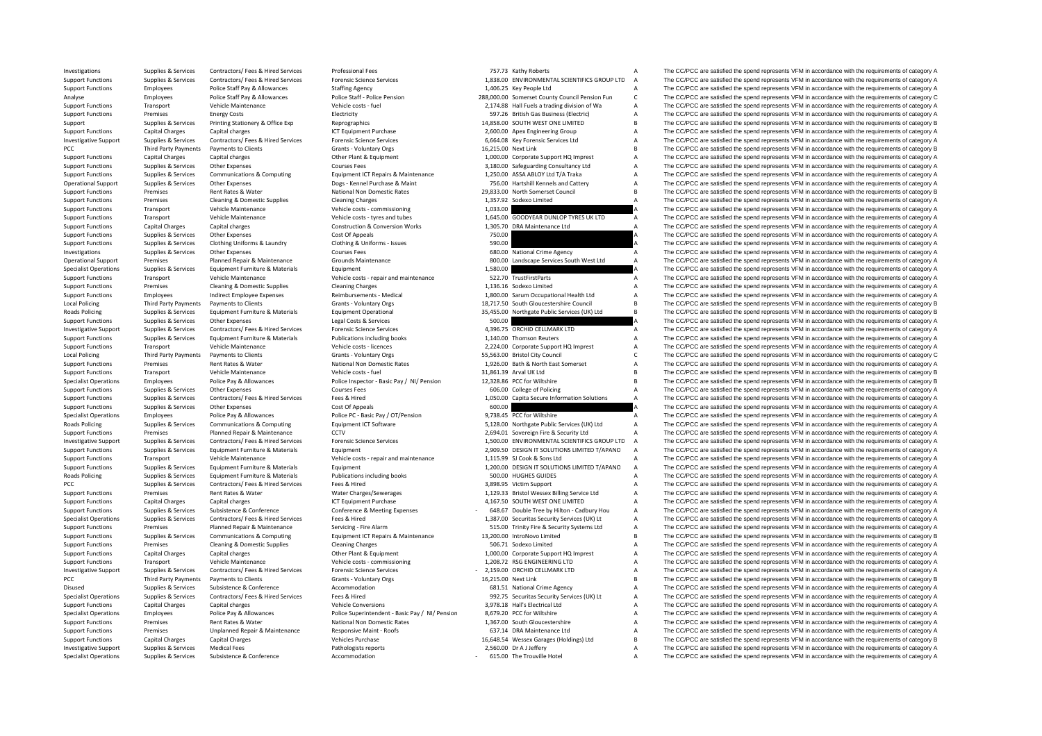| | | | | | | | |
|---|---|---|---|---|---|---|---|
| Investigations | Supplies & Services | Contractors/ Fees & Hired Services | Professional Fees | 757.73 | Kathy Roberts | A | The CC/PCC are satisfied the spend represents VFM in accordance with the requirements of category A |
| Support Functions | Supplies & Services | Contractors/ Fees & Hired Services | Forensic Science Services | 1,838.00 | ENVIRONMENTAL SCIENTIFICS GROUP LTD | A | The CC/PCC are satisfied the spend represents VFM in accordance with the requirements of category A |
| Support Functions | Employees | Police Staff Pay & Allowances | Staffing Agency | 1,406.25 | Key People Ltd | A | The CC/PCC are satisfied the spend represents VFM in accordance with the requirements of category A |
| Analyse | Employees | Police Staff Pay & Allowances | Police Staff - Police Pension | 288,000.00 | Somerset County Council Pension Fun | C | The CC/PCC are satisfied the spend represents VFM in accordance with the requirements of category C |
| Support Functions | Transport | Vehicle Maintenance | Vehicle costs - fuel | 2,174.88 | Hall Fuels a trading division of Wa | A | The CC/PCC are satisfied the spend represents VFM in accordance with the requirements of category A |
| Support Functions | Premises | Energy Costs | Electricity | 597.26 | British Gas Business (Electric) | A | The CC/PCC are satisfied the spend represents VFM in accordance with the requirements of category A |
| Support | Supplies & Services | Printing Stationery & Office Exp | Reprographics | 14,858.00 | SOUTH WEST ONE LIMITED | B | The CC/PCC are satisfied the spend represents VFM in accordance with the requirements of category B |
| Support Functions | Capital Charges | Capital charges | ICT Equipment Purchase | 2,600.00 | Apex Engineering Group | A | The CC/PCC are satisfied the spend represents VFM in accordance with the requirements of category A |
| Investigative Support | Supplies & Services | Contractors/ Fees & Hired Services | Forensic Science Services | 6,664.08 | Key Forensic Services Ltd | A | The CC/PCC are satisfied the spend represents VFM in accordance with the requirements of category A |
| PCC | Third Party Payments | Payments to Clients | Grants - Voluntary Orgs | 16,215.00 | Next Link | B | The CC/PCC are satisfied the spend represents VFM in accordance with the requirements of category B |
| Support Functions | Capital Charges | Capital charges | Other Plant & Equipment | 1,000.00 | Corporate Support HQ Imprest | A | The CC/PCC are satisfied the spend represents VFM in accordance with the requirements of category A |
| Support Functions | Supplies & Services | Other Expenses | Courses Fees | 3,180.00 | Safeguarding Consultancy Ltd | A | The CC/PCC are satisfied the spend represents VFM in accordance with the requirements of category A |
| Support Functions | Supplies & Services | Communications & Computing | Equipment ICT Repairs & Maintenance | 1,250.00 | ASSA ABLOY Ltd T/A Traka | A | The CC/PCC are satisfied the spend represents VFM in accordance with the requirements of category A |
| Operational Support | Supplies & Services | Other Expenses | Dogs - Kennel Purchase & Maint | 756.00 | Hartshill Kennels and Cattery | A | The CC/PCC are satisfied the spend represents VFM in accordance with the requirements of category A |
| Support Functions | Premises | Rent Rates & Water | National Non Domestic Rates | 29,833.00 | North Somerset Council | B | The CC/PCC are satisfied the spend represents VFM in accordance with the requirements of category B |
| Support Functions | Premises | Cleaning & Domestic Supplies | Cleaning Charges | 1,357.92 | Sodexo Limited | A | The CC/PCC are satisfied the spend represents VFM in accordance with the requirements of category A |
| Support Functions | Transport | Vehicle Maintenance | Vehicle costs - commissioning | 1,033.00 | | A | The CC/PCC are satisfied the spend represents VFM in accordance with the requirements of category A |
| Support Functions | Transport | Vehicle Maintenance | Vehicle costs - tyres and tubes | 1,645.00 | GOODYEAR DUNLOP TYRES UK LTD | A | The CC/PCC are satisfied the spend represents VFM in accordance with the requirements of category A |
| Support Functions | Capital Charges | Capital charges | Construction & Conversion Works | 1,305.70 | DRA Maintenance Ltd | A | The CC/PCC are satisfied the spend represents VFM in accordance with the requirements of category A |
| Support Functions | Supplies & Services | Other Expenses | Cost Of Appeals | 750.00 | | A | The CC/PCC are satisfied the spend represents VFM in accordance with the requirements of category A |
| Support Functions | Supplies & Services | Clothing Uniforms & Laundry | Clothing & Uniforms - Issues | 590.00 | | A | The CC/PCC are satisfied the spend represents VFM in accordance with the requirements of category A |
| Investigations | Supplies & Services | Other Expenses | Courses Fees | 680.00 | National Crime Agency | A | The CC/PCC are satisfied the spend represents VFM in accordance with the requirements of category A |
| Operational Support | Premises | Planned Repair & Maintenance | Grounds Maintenance | 800.00 | Landscape Services South West Ltd | A | The CC/PCC are satisfied the spend represents VFM in accordance with the requirements of category A |
| Specialist Operations | Supplies & Services | Equipment Furniture & Materials | Equipment | 1,580.00 | | A | The CC/PCC are satisfied the spend represents VFM in accordance with the requirements of category A |
| Support Functions | Transport | Vehicle Maintenance | Vehicle costs - repair and maintenance | 522.70 | TrustFirstParts | A | The CC/PCC are satisfied the spend represents VFM in accordance with the requirements of category A |
| Support Functions | Premises | Cleaning & Domestic Supplies | Cleaning Charges | 1,136.16 | Sodexo Limited | A | The CC/PCC are satisfied the spend represents VFM in accordance with the requirements of category A |
| Support Functions | Employees | Indirect Employee Expenses | Reimbursements - Medical | 1,800.00 | Sarum Occupational Health Ltd | A | The CC/PCC are satisfied the spend represents VFM in accordance with the requirements of category A |
| Local Policing | Third Party Payments | Payments to Clients | Grants - Voluntary Orgs | 18,717.50 | South Gloucestershire Council | B | The CC/PCC are satisfied the spend represents VFM in accordance with the requirements of category B |
| Roads Policing | Supplies & Services | Equipment Furniture & Materials | Equipment Operational | 35,455.00 | Northgate Public Services (UK) Ltd | B | The CC/PCC are satisfied the spend represents VFM in accordance with the requirements of category B |
| Support Functions | Supplies & Services | Other Expenses | Legal Costs & Services | 500.00 | | A | The CC/PCC are satisfied the spend represents VFM in accordance with the requirements of category A |
| Investigative Support | Supplies & Services | Contractors/ Fees & Hired Services | Forensic Science Services | 4,396.75 | ORCHID CELLMARK LTD | A | The CC/PCC are satisfied the spend represents VFM in accordance with the requirements of category A |
| Support Functions | Supplies & Services | Equipment Furniture & Materials | Publications including books | 1,140.00 | Thomson Reuters | A | The CC/PCC are satisfied the spend represents VFM in accordance with the requirements of category A |
| Support Functions | Transport | Vehicle Maintenance | Vehicle costs - licences | 2,224.00 | Corporate Support HQ Imprest | A | The CC/PCC are satisfied the spend represents VFM in accordance with the requirements of category A |
| Local Policing | Third Party Payments | Payments to Clients | Grants - Voluntary Orgs | 55,563.00 | Bristol City Council | C | The CC/PCC are satisfied the spend represents VFM in accordance with the requirements of category C |
| Support Functions | Premises | Rent Rates & Water | National Non Domestic Rates | 1,926.00 | Bath & North East Somerset | A | The CC/PCC are satisfied the spend represents VFM in accordance with the requirements of category A |
| Support Functions | Transport | Vehicle Maintenance | Vehicle costs - fuel | 31,861.39 | Arval UK Ltd | B | The CC/PCC are satisfied the spend represents VFM in accordance with the requirements of category B |
| Specialist Operations | Employees | Police Pay & Allowances | Police Inspector - Basic Pay / NI/ Pension | 12,328.86 | PCC for Wiltshire | B | The CC/PCC are satisfied the spend represents VFM in accordance with the requirements of category B |
| Support Functions | Supplies & Services | Other Expenses | Courses Fees | 606.00 | College of Policing | A | The CC/PCC are satisfied the spend represents VFM in accordance with the requirements of category A |
| Support Functions | Supplies & Services | Contractors/ Fees & Hired Services | Fees & Hired | 1,050.00 | Capita Secure Information Solutions | A | The CC/PCC are satisfied the spend represents VFM in accordance with the requirements of category A |
| Support Functions | Supplies & Services | Other Expenses | Cost Of Appeals | 600.00 | | A | The CC/PCC are satisfied the spend represents VFM in accordance with the requirements of category A |
| Specialist Operations | Employees | Police Pay & Allowances | Police PC - Basic Pay / OT/Pension | 9,738.45 | PCC for Wiltshire | A | The CC/PCC are satisfied the spend represents VFM in accordance with the requirements of category A |
| Roads Policing | Supplies & Services | Communications & Computing | Equipment ICT Software | 5,128.00 | Northgate Public Services (UK) Ltd | A | The CC/PCC are satisfied the spend represents VFM in accordance with the requirements of category A |
| Support Functions | Premises | Planned Repair & Maintenance | CCTV | 2,694.01 | Sovereign Fire & Security Ltd | A | The CC/PCC are satisfied the spend represents VFM in accordance with the requirements of category A |
| Investigative Support | Supplies & Services | Contractors/ Fees & Hired Services | Forensic Science Services | 1,500.00 | ENVIRONMENTAL SCIENTIFICS GROUP LTD | A | The CC/PCC are satisfied the spend represents VFM in accordance with the requirements of category A |
| Support Functions | Supplies & Services | Equipment Furniture & Materials | Equipment | 2,909.50 | DESIGN IT SOLUTIONS LIMITED T/APANO | A | The CC/PCC are satisfied the spend represents VFM in accordance with the requirements of category A |
| Support Functions | Transport | Vehicle Maintenance | Vehicle costs - repair and maintenance | 1,115.99 | SJ Cook & Sons Ltd | A | The CC/PCC are satisfied the spend represents VFM in accordance with the requirements of category A |
| Support Functions | Supplies & Services | Equipment Furniture & Materials | Equipment | 1,200.00 | DESIGN IT SOLUTIONS LIMITED T/APANO | A | The CC/PCC are satisfied the spend represents VFM in accordance with the requirements of category A |
| Roads Policing | Supplies & Services | Equipment Furniture & Materials | Publications including books | 500.00 | HUGHES GUIDES | A | The CC/PCC are satisfied the spend represents VFM in accordance with the requirements of category A |
| PCC | Supplies & Services | Contractors/ Fees & Hired Services | Fees & Hired | 3,898.95 | Victim Support | A | The CC/PCC are satisfied the spend represents VFM in accordance with the requirements of category A |
| Support Functions | Premises | Rent Rates & Water | Water Charges/Sewerages | 1,129.33 | Bristol Wessex Billing Service Ltd | A | The CC/PCC are satisfied the spend represents VFM in accordance with the requirements of category A |
| Support Functions | Capital Charges | Capital charges | ICT Equipment Purchase | 4,167.50 | SOUTH WEST ONE LIMITED | A | The CC/PCC are satisfied the spend represents VFM in accordance with the requirements of category A |
| Support Functions | Supplies & Services | Subsistence & Conference | Conference & Meeting Expenses | - 648.67 | Double Tree by Hilton - Cadbury Hou | A | The CC/PCC are satisfied the spend represents VFM in accordance with the requirements of category A |
| Specialist Operations | Supplies & Services | Contractors/ Fees & Hired Services | Fees & Hired | 1,387.00 | Securitas Security Services (UK) Lt | A | The CC/PCC are satisfied the spend represents VFM in accordance with the requirements of category A |
| Support Functions | Premises | Planned Repair & Maintenance | Servicing - Fire Alarm | 515.00 | Trinity Fire & Security Systems Ltd | A | The CC/PCC are satisfied the spend represents VFM in accordance with the requirements of category A |
| Support Functions | Supplies & Services | Communications & Computing | Equipment ICT Repairs & Maintenance | 13,200.00 | IntroNovo Limited | B | The CC/PCC are satisfied the spend represents VFM in accordance with the requirements of category B |
| Support Functions | Premises | Cleaning & Domestic Supplies | Cleaning Charges | 506.71 | Sodexo Limited | A | The CC/PCC are satisfied the spend represents VFM in accordance with the requirements of category A |
| Support Functions | Capital Charges | Capital charges | Other Plant & Equipment | 1,000.00 | Corporate Support HQ Imprest | A | The CC/PCC are satisfied the spend represents VFM in accordance with the requirements of category A |
| Support Functions | Transport | Vehicle Maintenance | Vehicle costs - commissioning | 1,208.72 | RSG ENGINEERING LTD | A | The CC/PCC are satisfied the spend represents VFM in accordance with the requirements of category A |
| Investigative Support | Supplies & Services | Contractors/ Fees & Hired Services | Forensic Science Services | - 2,159.00 | ORCHID CELLMARK LTD | A | The CC/PCC are satisfied the spend represents VFM in accordance with the requirements of category A |
| PCC | Third Party Payments | Payments to Clients | Grants - Voluntary Orgs | 16,215.00 | Next Link | B | The CC/PCC are satisfied the spend represents VFM in accordance with the requirements of category B |
| Disused | Supplies & Services | Subsistence & Conference | Accommodation | 681.51 | National Crime Agency | A | The CC/PCC are satisfied the spend represents VFM in accordance with the requirements of category A |
| Specialist Operations | Supplies & Services | Contractors/ Fees & Hired Services | Fees & Hired | 992.75 | Securitas Security Services (UK) Lt | A | The CC/PCC are satisfied the spend represents VFM in accordance with the requirements of category A |
| Support Functions | Capital Charges | Capital charges | Vehicle Conversions | 3,978.18 | Hall's Electrical Ltd | A | The CC/PCC are satisfied the spend represents VFM in accordance with the requirements of category A |
| Specialist Operations | Employees | Police Pay & Allowances | Police Superintendent - Basic Pay / NI/ Pension | 8,679.20 | PCC for Wiltshire | A | The CC/PCC are satisfied the spend represents VFM in accordance with the requirements of category A |
| Support Functions | Premises | Rent Rates & Water | National Non Domestic Rates | 1,367.00 | South Gloucestershire | A | The CC/PCC are satisfied the spend represents VFM in accordance with the requirements of category A |
| Support Functions | Premises | Unplanned Repair & Maintenance | Responsive Maint - Roofs | 637.14 | DRA Maintenance Ltd | A | The CC/PCC are satisfied the spend represents VFM in accordance with the requirements of category A |
| Support Functions | Capital Charges | Capital Charges | Vehicles Purchase | 16,648.54 | Wessex Garages (Holdings) Ltd | B | The CC/PCC are satisfied the spend represents VFM in accordance with the requirements of category B |
| Investigative Support | Supplies & Services | Medical Fees | Pathologists reports | 2,560.00 | Dr A J Jeffery | A | The CC/PCC are satisfied the spend represents VFM in accordance with the requirements of category A |
| Specialist Operations | Supplies & Services | Subsistence & Conference | Accommodation | - 615.00 | The Trouville Hotel | A | The CC/PCC are satisfied the spend represents VFM in accordance with the requirements of category A |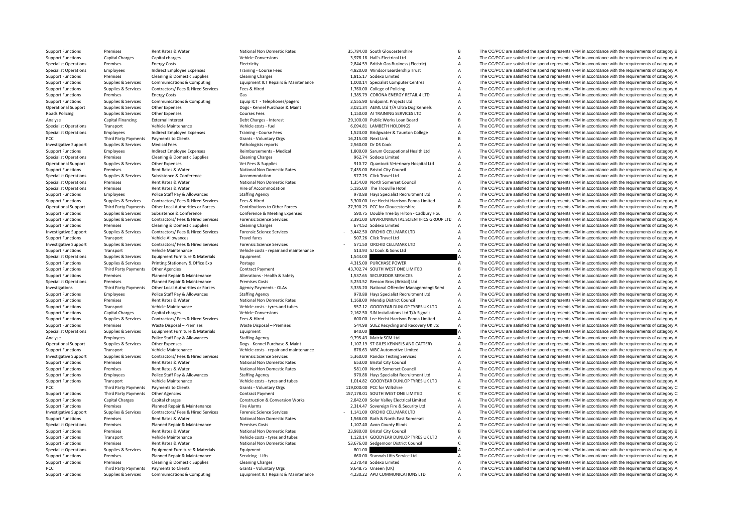| | | | | | | | |
|---|---|---|---|---|---|---|---|
| Support Functions | Premises | Rent Rates & Water | National Non Domestic Rates | 35,784.00 | South Gloucestershire | B | The CC/PCC are satisfied the spend represents VFM in accordance with the requirements of category B |
| Support Functions | Capital Charges | Capital charges | Vehicle Conversions | 3,978.18 | Hall's Electrical Ltd | A | The CC/PCC are satisfied the spend represents VFM in accordance with the requirements of category A |
| Specialist Operations | Premises | Energy Costs | Electricity | 2,844.59 | British Gas Business (Electric) | A | The CC/PCC are satisfied the spend represents VFM in accordance with the requirements of category A |
| Specialist Operations | Employees | Indirect Employee Expenses | Training - Course Fees | 4,820.00 | Windsor Leardership Trust | A | The CC/PCC are satisfied the spend represents VFM in accordance with the requirements of category A |
| Support Functions | Premises | Cleaning & Domestic Supplies | Cleaning Charges | 1,815.17 | Sodexo Limited | A | The CC/PCC are satisfied the spend represents VFM in accordance with the requirements of category A |
| Support Functions | Supplies & Services | Communications & Computing | Equipment ICT Repairs & Maintenance | 1,000.14 | Specialist Computer Centres | A | The CC/PCC are satisfied the spend represents VFM in accordance with the requirements of category A |
| Support Functions | Supplies & Services | Contractors/ Fees & Hired Services | Fees & Hired | 1,760.00 | College of Policing | A | The CC/PCC are satisfied the spend represents VFM in accordance with the requirements of category A |
| Support Functions | Premises | Energy Costs | Gas | 1,385.79 | CORONA ENERGY RETAIL 4 LTD | A | The CC/PCC are satisfied the spend represents VFM in accordance with the requirements of category A |
| Support Functions | Supplies & Services | Communications & Computing | Equip ICT - Telephones/pagers | 2,555.90 | Endpoint. Projects Ltd | A | The CC/PCC are satisfied the spend represents VFM in accordance with the requirements of category A |
| Operational Support | Supplies & Services | Other Expenses | Dogs - Kennel Purchase & Maint | 3,021.34 | AEML Ltd T/A Ultra Dog Kennels | A | The CC/PCC are satisfied the spend represents VFM in accordance with the requirements of category A |
| Roads Policing | Supplies & Services | Other Expenses | Courses Fees | 1,150.00 | AI TRAINING SERVICES LTD | A | The CC/PCC are satisfied the spend represents VFM in accordance with the requirements of category A |
| Analyse | Capital Financing | External Interest | Debt Charges - Interest | 29,100.00 | Public Works Loan Board | B | The CC/PCC are satisfied the spend represents VFM in accordance with the requirements of category B |
| Specialist Operations | Transport | Vehicle Maintenance | Vehicle costs - fuel | 6,094.81 | LAMBETH HOLDINGS | A | The CC/PCC are satisfied the spend represents VFM in accordance with the requirements of category A |
| Specialist Operations | Employees | Indirect Employee Expenses | Training - Course Fees | 1,523.00 | Bridgwater & Taunton College | A | The CC/PCC are satisfied the spend represents VFM in accordance with the requirements of category A |
| PCC | Third Party Payments | Payments to Clients | Grants - Voluntary Orgs | 16,215.00 | Next Link | B | The CC/PCC are satisfied the spend represents VFM in accordance with the requirements of category B |
| Investigative Support | Supplies & Services | Medical Fees | Pathologists reports | 2,560.00 | Dr DS Cook | A | The CC/PCC are satisfied the spend represents VFM in accordance with the requirements of category A |
| Support Functions | Employees | Indirect Employee Expenses | Reimbursements - Medical | 1,800.00 | Sarum Occupational Health Ltd | A | The CC/PCC are satisfied the spend represents VFM in accordance with the requirements of category A |
| Specialist Operations | Premises | Cleaning & Domestic Supplies | Cleaning Charges | 962.74 | Sodexo Limited | A | The CC/PCC are satisfied the spend represents VFM in accordance with the requirements of category A |
| Operational Support | Supplies & Services | Other Expenses | Vet Fees & Supplies | 910.72 | Quantock Veterinary Hospital Ltd | A | The CC/PCC are satisfied the spend represents VFM in accordance with the requirements of category A |
| Support Functions | Premises | Rent Rates & Water | National Non Domestic Rates | 7,455.00 | Bristol City Council | A | The CC/PCC are satisfied the spend represents VFM in accordance with the requirements of category A |
| Specialist Operations | Supplies & Services | Subsistence & Conference | Accommodation | 577.25 | Click Travel Ltd | A | The CC/PCC are satisfied the spend represents VFM in accordance with the requirements of category A |
| Specialist Operations | Premises | Rent Rates & Water | National Non Domestic Rates | 1,354.00 | North Somerset Council | A | The CC/PCC are satisfied the spend represents VFM in accordance with the requirements of category A |
| Specialist Operations | Premises | Rent Rates & Water | Hire of Accommodation | 5,185.00 | The Trouville Hotel | A | The CC/PCC are satisfied the spend represents VFM in accordance with the requirements of category A |
| Support Functions | Employees | Police Staff Pay & Allowances | Staffing Agency | 970.88 | Hays Specialist Recruitment Ltd | A | The CC/PCC are satisfied the spend represents VFM in accordance with the requirements of category A |
| Support Functions | Supplies & Services | Contractors/ Fees & Hired Services | Fees & Hired | 3,300.00 | Lee Hecht Harrison Penna Limited | A | The CC/PCC are satisfied the spend represents VFM in accordance with the requirements of category A |
| Operational Support | Third Party Payments | Other Local Authorities or Forces | Contributions to Other Forces | 27,390.23 | PCC for Gloucestershire | B | The CC/PCC are satisfied the spend represents VFM in accordance with the requirements of category B |
| Support Functions | Supplies & Services | Subsistence & Conference | Conference & Meeting Expenses | 590.75 | Double Tree by Hilton - Cadbury Hou | A | The CC/PCC are satisfied the spend represents VFM in accordance with the requirements of category A |
| Support Functions | Supplies & Services | Contractors/ Fees & Hired Services | Forensic Science Services | 2,391.00 | ENVIRONMENTAL SCIENTIFICS GROUP LTD | A | The CC/PCC are satisfied the spend represents VFM in accordance with the requirements of category A |
| Support Functions | Premises | Cleaning & Domestic Supplies | Cleaning Charges | 674.52 | Sodexo Limited | A | The CC/PCC are satisfied the spend represents VFM in accordance with the requirements of category A |
| Investigative Support | Supplies & Services | Contractors/ Fees & Hired Services | Forensic Science Services | -3,442.50 | ORCHID CELLMARK LTD | A | The CC/PCC are satisfied the spend represents VFM in accordance with the requirements of category A |
| Support Functions | Transport | Vehicle Allowances | Travel fares | 507.26 | Click Travel Ltd | A | The CC/PCC are satisfied the spend represents VFM in accordance with the requirements of category A |
| Investigative Support | Supplies & Services | Contractors/ Fees & Hired Services | Forensic Science Services | -571.50 | ORCHID CELLMARK LTD | A | The CC/PCC are satisfied the spend represents VFM in accordance with the requirements of category A |
| Support Functions | Transport | Vehicle Maintenance | Vehicle costs - repair and maintenance | 513.93 | SJ Cook & Sons Ltd | A | The CC/PCC are satisfied the spend represents VFM in accordance with the requirements of category A |
| Specialist Operations | Supplies & Services | Equipment Furniture & Materials | Equipment | 1,544.00 | | A | The CC/PCC are satisfied the spend represents VFM in accordance with the requirements of category A |
| Support Functions | Supplies & Services | Printing Stationery & Office Exp | Postage | 4,315.00 | PURCHASE POWER | A | The CC/PCC are satisfied the spend represents VFM in accordance with the requirements of category A |
| Support Functions | Third Party Payments | Other Agencies | Contract Payment | 43,702.74 | SOUTH WEST ONE LIMITED | B | The CC/PCC are satisfied the spend represents VFM in accordance with the requirements of category B |
| Support Functions | Premises | Planned Repair & Maintenance | Alterations - Health & Safety | 1,537.65 | SECUREDOR SERVICES | A | The CC/PCC are satisfied the spend represents VFM in accordance with the requirements of category A |
| Specialist Operations | Premises | Planned Repair & Maintenance | Premises Costs | 5,253.52 | Benson Bros (Bristol) Ltd | A | The CC/PCC are satisfied the spend represents VFM in accordance with the requirements of category A |
| Investigations | Third Party Payments | Other Local Authorities or Forces | Agency Payments - OLAs | 3,335.20 | National Offender Managemengt Servi | A | The CC/PCC are satisfied the spend represents VFM in accordance with the requirements of category A |
| Support Functions | Employees | Police Staff Pay & Allowances | Staffing Agency | 970.88 | Hays Specialist Recruitment Ltd | A | The CC/PCC are satisfied the spend represents VFM in accordance with the requirements of category A |
| Support Functions | Premises | Rent Rates & Water | National Non Domestic Rates | 1,168.00 | Mendip District Council | A | The CC/PCC are satisfied the spend represents VFM in accordance with the requirements of category A |
| Support Functions | Transport | Vehicle Maintenance | Vehicle costs - tyres and tubes | 557.12 | GOODYEAR DUNLOP TYRES UK LTD | A | The CC/PCC are satisfied the spend represents VFM in accordance with the requirements of category A |
| Support Functions | Capital Charges | Capital charges | Vehicle Conversions | 2,162.50 | SJN Installations Ltd T/A Signals | A | The CC/PCC are satisfied the spend represents VFM in accordance with the requirements of category A |
| Support Functions | Supplies & Services | Contractors/ Fees & Hired Services | Fees & Hired | 600.00 | Lee Hecht Harrison Penna Limited | A | The CC/PCC are satisfied the spend represents VFM in accordance with the requirements of category A |
| Support Functions | Premises | Waste Disposal – Premises | Waste Disposal – Premises | 544.98 | SUEZ Recycling and Recovery UK Ltd | A | The CC/PCC are satisfied the spend represents VFM in accordance with the requirements of category A |
| Specialist Operations | Supplies & Services | Equipment Furniture & Materials | Equipment | 840.00 | | A | The CC/PCC are satisfied the spend represents VFM in accordance with the requirements of category A |
| Analyse | Employees | Police Staff Pay & Allowances | Staffing Agency | 9,795.43 | Matrix SCM Ltd | A | The CC/PCC are satisfied the spend represents VFM in accordance with the requirements of category A |
| Operational Support | Supplies & Services | Other Expenses | Dogs - Kennel Purchase & Maint | 1,107.19 | ST GILES KENNELS AND CATTERY | A | The CC/PCC are satisfied the spend represents VFM in accordance with the requirements of category A |
| Support Functions | Transport | Vehicle Maintenance | Vehicle costs - repair and maintenance | 878.63 | WBC Automotive Limited | A | The CC/PCC are satisfied the spend represents VFM in accordance with the requirements of category A |
| Investigative Support | Supplies & Services | Contractors/ Fees & Hired Services | Forensic Science Services | 5,360.00 | Randox Testing Services | A | The CC/PCC are satisfied the spend represents VFM in accordance with the requirements of category A |
| Support Functions | Premises | Rent Rates & Water | National Non Domestic Rates | 653.00 | Bristol City Council | A | The CC/PCC are satisfied the spend represents VFM in accordance with the requirements of category A |
| Support Functions | Premises | Rent Rates & Water | National Non Domestic Rates | 581.00 | North Somerset Council | A | The CC/PCC are satisfied the spend represents VFM in accordance with the requirements of category A |
| Support Functions | Employees | Police Staff Pay & Allowances | Staffing Agency | 970.88 | Hays Specialist Recruitment Ltd | A | The CC/PCC are satisfied the spend represents VFM in accordance with the requirements of category A |
| Support Functions | Transport | Vehicle Maintenance | Vehicle costs - tyres and tubes | 1,014.82 | GOODYEAR DUNLOP TYRES UK LTD | A | The CC/PCC are satisfied the spend represents VFM in accordance with the requirements of category A |
| PCC | Third Party Payments | Payments to Clients | Grants - Voluntary Orgs | 119,000.00 | PCC for Wiltshire | C | The CC/PCC are satisfied the spend represents VFM in accordance with the requirements of category C |
| Support Functions | Third Party Payments | Other Agencies | Contract Payment | 157,178.01 | SOUTH WEST ONE LIMITED | C | The CC/PCC are satisfied the spend represents VFM in accordance with the requirements of category C |
| Support Functions | Capital Charges | Capital charges | Construction & Conversion Works | 2,842.00 | Solar Valley Electrical Limited | A | The CC/PCC are satisfied the spend represents VFM in accordance with the requirements of category A |
| Support Functions | Premises | Planned Repair & Maintenance | Fire Alarms | 2,314.47 | Sovereign Fire & Security Ltd | A | The CC/PCC are satisfied the spend represents VFM in accordance with the requirements of category A |
| Investigative Support | Supplies & Services | Contractors/ Fees & Hired Services | Forensic Science Services | -1,141.00 | ORCHID CELLMARK LTD | A | The CC/PCC are satisfied the spend represents VFM in accordance with the requirements of category A |
| Support Functions | Premises | Rent Rates & Water | National Non Domestic Rates | 1,566.00 | Bath & North East Somerset | A | The CC/PCC are satisfied the spend represents VFM in accordance with the requirements of category A |
| Specialist Operations | Premises | Planned Repair & Maintenance | Premises Costs | 1,107.40 | Avon County Blinds | A | The CC/PCC are satisfied the spend represents VFM in accordance with the requirements of category A |
| Support Functions | Premises | Rent Rates & Water | National Non Domestic Rates | 23,980.00 | Bristol City Council | B | The CC/PCC are satisfied the spend represents VFM in accordance with the requirements of category B |
| Support Functions | Transport | Vehicle Maintenance | Vehicle costs - tyres and tubes | 1,120.14 | GOODYEAR DUNLOP TYRES UK LTD | A | The CC/PCC are satisfied the spend represents VFM in accordance with the requirements of category A |
| Support Functions | Premises | Rent Rates & Water | National Non Domestic Rates | 53,676.00 | Sedgemoor District Council | C | The CC/PCC are satisfied the spend represents VFM in accordance with the requirements of category C |
| Specialist Operations | Supplies & Services | Equipment Furniture & Materials | Equipment | 801.00 | | A | The CC/PCC are satisfied the spend represents VFM in accordance with the requirements of category A |
| Support Functions | Premises | Planned Repair & Maintenance | Servicing - Lifts | 660.00 | Stannah Lifts Service Ltd | A | The CC/PCC are satisfied the spend represents VFM in accordance with the requirements of category A |
| Support Functions | Premises | Cleaning & Domestic Supplies | Cleaning Charges | 2,270.48 | Sodexo Limited | A | The CC/PCC are satisfied the spend represents VFM in accordance with the requirements of category A |
| PCC | Third Party Payments | Payments to Clients | Grants - Voluntary Orgs | 9,648.75 | Unseen (UK) | A | The CC/PCC are satisfied the spend represents VFM in accordance with the requirements of category A |
| Support Functions | Supplies & Services | Communications & Computing | Equipment ICT Repairs & Maintenance | 4,230.22 | APD COMMUNICATIONS LTD | A | The CC/PCC are satisfied the spend represents VFM in accordance with the requirements of category A |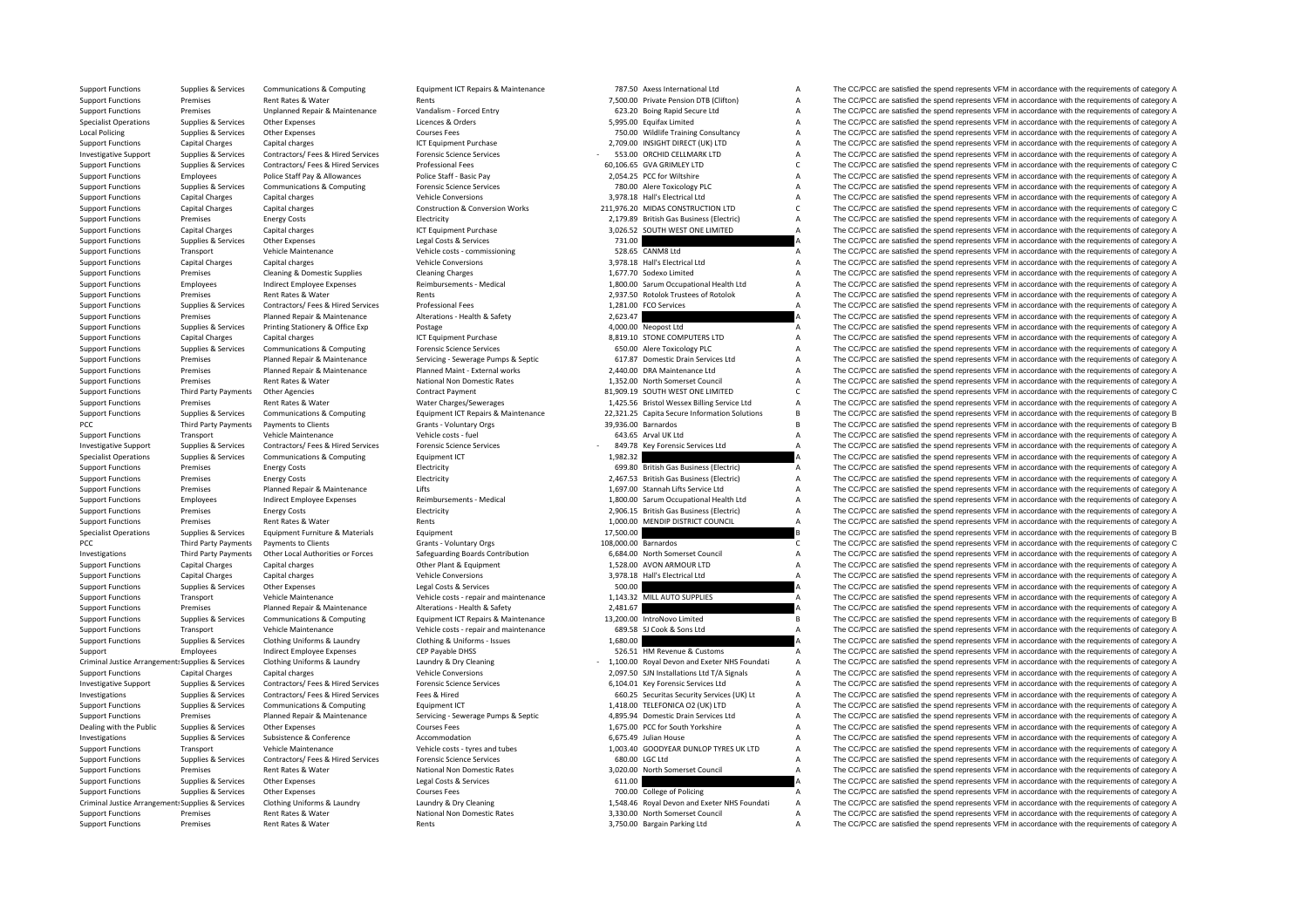| | | | | | | | |
|---|---|---|---|---|---|---|---|
| Support Functions | Supplies & Services | Communications & Computing | Equipment ICT Repairs & Maintenance | 787.50 | Axess International Ltd | A | The CC/PCC are satisfied the spend represents VFM in accordance with the requirements of category A |
| Support Functions | Premises | Rent Rates & Water | Rents | 7,500.00 | Private Pension DTB (Clifton) | A | The CC/PCC are satisfied the spend represents VFM in accordance with the requirements of category A |
| Support Functions | Premises | Unplanned Repair & Maintenance | Vandalism - Forced Entry | 623.20 | Boing Rapid Secure Ltd | A | The CC/PCC are satisfied the spend represents VFM in accordance with the requirements of category A |
| Specialist Operations | Supplies & Services | Other Expenses | Licences & Orders | 5,995.00 | Equifax Limited | A | The CC/PCC are satisfied the spend represents VFM in accordance with the requirements of category A |
| Local Policing | Supplies & Services | Other Expenses | Courses Fees | 750.00 | Wildlife Training Consultancy | A | The CC/PCC are satisfied the spend represents VFM in accordance with the requirements of category A |
| Support Functions | Capital Charges | Capital charges | ICT Equipment Purchase | 2,709.00 | INSIGHT DIRECT (UK) LTD | A | The CC/PCC are satisfied the spend represents VFM in accordance with the requirements of category A |
| Investigative Support | Supplies & Services | Contractors/ Fees & Hired Services | Forensic Science Services | - 553.00 | ORCHID CELLMARK LTD | A | The CC/PCC are satisfied the spend represents VFM in accordance with the requirements of category A |
| Support Functions | Supplies & Services | Contractors/ Fees & Hired Services | Professional Fees | 60,106.65 | GVA GRIMLEY LTD | C | The CC/PCC are satisfied the spend represents VFM in accordance with the requirements of category C |
| Support Functions | Employees | Police Staff Pay & Allowances | Police Staff - Basic Pay | 2,054.25 | PCC for Wiltshire | A | The CC/PCC are satisfied the spend represents VFM in accordance with the requirements of category A |
| Support Functions | Supplies & Services | Communications & Computing | Forensic Science Services | 780.00 | Alere Toxicology PLC | A | The CC/PCC are satisfied the spend represents VFM in accordance with the requirements of category A |
| Support Functions | Capital Charges | Capital charges | Vehicle Conversions | 3,978.18 | Hall's Electrical Ltd | A | The CC/PCC are satisfied the spend represents VFM in accordance with the requirements of category A |
| Support Functions | Capital Charges | Capital charges | Construction & Conversion Works | 211,976.20 | MIDAS CONSTRUCTION LTD | C | The CC/PCC are satisfied the spend represents VFM in accordance with the requirements of category C |
| Support Functions | Premises | Energy Costs | Electricity | 2,179.89 | British Gas Business (Electric) | A | The CC/PCC are satisfied the spend represents VFM in accordance with the requirements of category A |
| Support Functions | Capital Charges | Capital charges | ICT Equipment Purchase | 3,026.52 | SOUTH WEST ONE LIMITED | A | The CC/PCC are satisfied the spend represents VFM in accordance with the requirements of category A |
| Support Functions | Supplies & Services | Other Expenses | Legal Costs & Services | 731.00 | | A | The CC/PCC are satisfied the spend represents VFM in accordance with the requirements of category A |
| Support Functions | Transport | Vehicle Maintenance | Vehicle costs - commissioning | 528.65 | CANM8 Ltd | A | The CC/PCC are satisfied the spend represents VFM in accordance with the requirements of category A |
| Support Functions | Capital Charges | Capital charges | Vehicle Conversions | 3,978.18 | Hall's Electrical Ltd | A | The CC/PCC are satisfied the spend represents VFM in accordance with the requirements of category A |
| Support Functions | Premises | Cleaning & Domestic Supplies | Cleaning Charges | 1,677.70 | Sodexo Limited | A | The CC/PCC are satisfied the spend represents VFM in accordance with the requirements of category A |
| Support Functions | Employees | Indirect Employee Expenses | Reimbursements - Medical | 1,800.00 | Sarum Occupational Health Ltd | A | The CC/PCC are satisfied the spend represents VFM in accordance with the requirements of category A |
| Support Functions | Premises | Rent Rates & Water | Rents | 2,937.50 | Rotolok Trustees of Rotolok | A | The CC/PCC are satisfied the spend represents VFM in accordance with the requirements of category A |
| Support Functions | Supplies & Services | Contractors/ Fees & Hired Services | Professional Fees | 1,281.00 | FCO Services | A | The CC/PCC are satisfied the spend represents VFM in accordance with the requirements of category A |
| Support Functions | Premises | Planned Repair & Maintenance | Alterations - Health & Safety | 2,623.47 | | A | The CC/PCC are satisfied the spend represents VFM in accordance with the requirements of category A |
| Support Functions | Supplies & Services | Printing Stationery & Office Exp | Postage | 4,000.00 | Neopost Ltd | A | The CC/PCC are satisfied the spend represents VFM in accordance with the requirements of category A |
| Support Functions | Capital Charges | Capital charges | ICT Equipment Purchase | 8,819.10 | STONE COMPUTERS LTD | A | The CC/PCC are satisfied the spend represents VFM in accordance with the requirements of category A |
| Support Functions | Supplies & Services | Communications & Computing | Forensic Science Services | 650.00 | Alere Toxicology PLC | A | The CC/PCC are satisfied the spend represents VFM in accordance with the requirements of category A |
| Support Functions | Premises | Planned Repair & Maintenance | Servicing - Sewerage Pumps & Septic | 617.87 | Domestic Drain Services Ltd | A | The CC/PCC are satisfied the spend represents VFM in accordance with the requirements of category A |
| Support Functions | Premises | Planned Repair & Maintenance | Planned Maint - External works | 2,440.00 | DRA Maintenance Ltd | A | The CC/PCC are satisfied the spend represents VFM in accordance with the requirements of category A |
| Support Functions | Premises | Rent Rates & Water | National Non Domestic Rates | 1,352.00 | North Somerset Council | A | The CC/PCC are satisfied the spend represents VFM in accordance with the requirements of category A |
| Support Functions | Third Party Payments | Other Agencies | Contract Payment | 81,909.19 | SOUTH WEST ONE LIMITED | C | The CC/PCC are satisfied the spend represents VFM in accordance with the requirements of category C |
| Support Functions | Premises | Rent Rates & Water | Water Charges/Sewerages | 1,425.56 | Bristol Wessex Billing Service Ltd | A | The CC/PCC are satisfied the spend represents VFM in accordance with the requirements of category A |
| Support Functions | Supplies & Services | Communications & Computing | Equipment ICT Repairs & Maintenance | 22,321.25 | Capita Secure Information Solutions | B | The CC/PCC are satisfied the spend represents VFM in accordance with the requirements of category B |
| PCC | Third Party Payments | Payments to Clients | Grants - Voluntary Orgs | 39,936.00 | Barnardos | B | The CC/PCC are satisfied the spend represents VFM in accordance with the requirements of category B |
| Support Functions | Transport | Vehicle Maintenance | Vehicle costs - fuel | 643.65 | Arval UK Ltd | A | The CC/PCC are satisfied the spend represents VFM in accordance with the requirements of category A |
| Investigative Support | Supplies & Services | Contractors/ Fees & Hired Services | Forensic Science Services | - 849.78 | Key Forensic Services Ltd | A | The CC/PCC are satisfied the spend represents VFM in accordance with the requirements of category A |
| Specialist Operations | Supplies & Services | Communications & Computing | Equipment ICT | 1,982.32 | | A | The CC/PCC are satisfied the spend represents VFM in accordance with the requirements of category A |
| Support Functions | Premises | Energy Costs | Electricity | 699.80 | British Gas Business (Electric) | A | The CC/PCC are satisfied the spend represents VFM in accordance with the requirements of category A |
| Support Functions | Premises | Energy Costs | Electricity | 2,467.53 | British Gas Business (Electric) | A | The CC/PCC are satisfied the spend represents VFM in accordance with the requirements of category A |
| Support Functions | Premises | Planned Repair & Maintenance | Lifts | 1,697.00 | Stannah Lifts Service Ltd | A | The CC/PCC are satisfied the spend represents VFM in accordance with the requirements of category A |
| Support Functions | Employees | Indirect Employee Expenses | Reimbursements - Medical | 1,800.00 | Sarum Occupational Health Ltd | A | The CC/PCC are satisfied the spend represents VFM in accordance with the requirements of category A |
| Support Functions | Premises | Energy Costs | Electricity | 2,906.15 | British Gas Business (Electric) | A | The CC/PCC are satisfied the spend represents VFM in accordance with the requirements of category A |
| Support Functions | Premises | Rent Rates & Water | Rents | 1,000.00 | MENDIP DISTRICT COUNCIL | A | The CC/PCC are satisfied the spend represents VFM in accordance with the requirements of category A |
| Specialist Operations | Supplies & Services | Equipment Furniture & Materials | Equipment | 17,500.00 | | B | The CC/PCC are satisfied the spend represents VFM in accordance with the requirements of category B |
| PCC | Third Party Payments | Payments to Clients | Grants - Voluntary Orgs | 108,000.00 | Barnardos | C | The CC/PCC are satisfied the spend represents VFM in accordance with the requirements of category C |
| Investigations | Third Party Payments | Other Local Authorities or Forces | Safeguarding Boards Contribution | 6,684.00 | North Somerset Council | A | The CC/PCC are satisfied the spend represents VFM in accordance with the requirements of category A |
| Support Functions | Capital Charges | Capital charges | Other Plant & Equipment | 1,528.00 | AVON ARMOUR LTD | A | The CC/PCC are satisfied the spend represents VFM in accordance with the requirements of category A |
| Support Functions | Capital Charges | Capital charges | Vehicle Conversions | 3,978.18 | Hall's Electrical Ltd | A | The CC/PCC are satisfied the spend represents VFM in accordance with the requirements of category A |
| Support Functions | Supplies & Services | Other Expenses | Legal Costs & Services | 500.00 | | A | The CC/PCC are satisfied the spend represents VFM in accordance with the requirements of category A |
| Support Functions | Transport | Vehicle Maintenance | Vehicle costs - repair and maintenance | 1,143.32 | MILL AUTO SUPPLIES | A | The CC/PCC are satisfied the spend represents VFM in accordance with the requirements of category A |
| Support Functions | Premises | Planned Repair & Maintenance | Alterations - Health & Safety | 2,481.67 | | A | The CC/PCC are satisfied the spend represents VFM in accordance with the requirements of category A |
| Support Functions | Supplies & Services | Communications & Computing | Equipment ICT Repairs & Maintenance | 13,200.00 | IntroNovo Limited | B | The CC/PCC are satisfied the spend represents VFM in accordance with the requirements of category B |
| Support Functions | Transport | Vehicle Maintenance | Vehicle costs - repair and maintenance | 689.58 | SJ Cook & Sons Ltd | A | The CC/PCC are satisfied the spend represents VFM in accordance with the requirements of category A |
| Support Functions | Supplies & Services | Clothing Uniforms & Laundry | Clothing & Uniforms - Issues | 1,680.00 | | A | The CC/PCC are satisfied the spend represents VFM in accordance with the requirements of category A |
| Support | Employees | Indirect Employee Expenses | CEP Payable DHSS | 526.51 | HM Revenue & Customs | A | The CC/PCC are satisfied the spend represents VFM in accordance with the requirements of category A |
| Criminal Justice Arrangements | Supplies & Services | Clothing Uniforms & Laundry | Laundry & Dry Cleaning | - 1,100.00 | Royal Devon and Exeter NHS Foundati | A | The CC/PCC are satisfied the spend represents VFM in accordance with the requirements of category A |
| Support Functions | Capital Charges | Capital charges | Vehicle Conversions | 2,097.50 | SJN Installations Ltd T/A Signals | A | The CC/PCC are satisfied the spend represents VFM in accordance with the requirements of category A |
| Investigative Support | Supplies & Services | Contractors/ Fees & Hired Services | Forensic Science Services | 6,104.01 | Key Forensic Services Ltd | A | The CC/PCC are satisfied the spend represents VFM in accordance with the requirements of category A |
| Investigations | Supplies & Services | Contractors/ Fees & Hired Services | Fees & Hired | 660.25 | Securitas Security Services (UK) Lt | A | The CC/PCC are satisfied the spend represents VFM in accordance with the requirements of category A |
| Support Functions | Supplies & Services | Communications & Computing | Equipment ICT | 1,418.00 | TELEFONICA O2 (UK) LTD | A | The CC/PCC are satisfied the spend represents VFM in accordance with the requirements of category A |
| Support Functions | Premises | Planned Repair & Maintenance | Servicing - Sewerage Pumps & Septic | 4,895.94 | Domestic Drain Services Ltd | A | The CC/PCC are satisfied the spend represents VFM in accordance with the requirements of category A |
| Dealing with the Public | Supplies & Services | Other Expenses | Courses Fees | 1,675.00 | PCC for South Yorkshire | A | The CC/PCC are satisfied the spend represents VFM in accordance with the requirements of category A |
| Investigations | Supplies & Services | Subsistence & Conference | Accommodation | 6,675.49 | Julian House | A | The CC/PCC are satisfied the spend represents VFM in accordance with the requirements of category A |
| Support Functions | Transport | Vehicle Maintenance | Vehicle costs - tyres and tubes | 1,003.40 | GOODYEAR DUNLOP TYRES UK LTD | A | The CC/PCC are satisfied the spend represents VFM in accordance with the requirements of category A |
| Support Functions | Supplies & Services | Contractors/ Fees & Hired Services | Forensic Science Services | 680.00 | LGC Ltd | A | The CC/PCC are satisfied the spend represents VFM in accordance with the requirements of category A |
| Support Functions | Premises | Rent Rates & Water | National Non Domestic Rates | 3,020.00 | North Somerset Council | A | The CC/PCC are satisfied the spend represents VFM in accordance with the requirements of category A |
| Support Functions | Supplies & Services | Other Expenses | Legal Costs & Services | 611.00 | | A | The CC/PCC are satisfied the spend represents VFM in accordance with the requirements of category A |
| Support Functions | Supplies & Services | Other Expenses | Courses Fees | 700.00 | College of Policing | A | The CC/PCC are satisfied the spend represents VFM in accordance with the requirements of category A |
| Criminal Justice Arrangements | Supplies & Services | Clothing Uniforms & Laundry | Laundry & Dry Cleaning | 1,548.46 | Royal Devon and Exeter NHS Foundati | A | The CC/PCC are satisfied the spend represents VFM in accordance with the requirements of category A |
| Support Functions | Premises | Rent Rates & Water | National Non Domestic Rates | 3,330.00 | North Somerset Council | A | The CC/PCC are satisfied the spend represents VFM in accordance with the requirements of category A |
| Support Functions | Premises | Rent Rates & Water | Rents | 3,750.00 | Bargain Parking Ltd | A | The CC/PCC are satisfied the spend represents VFM in accordance with the requirements of category A |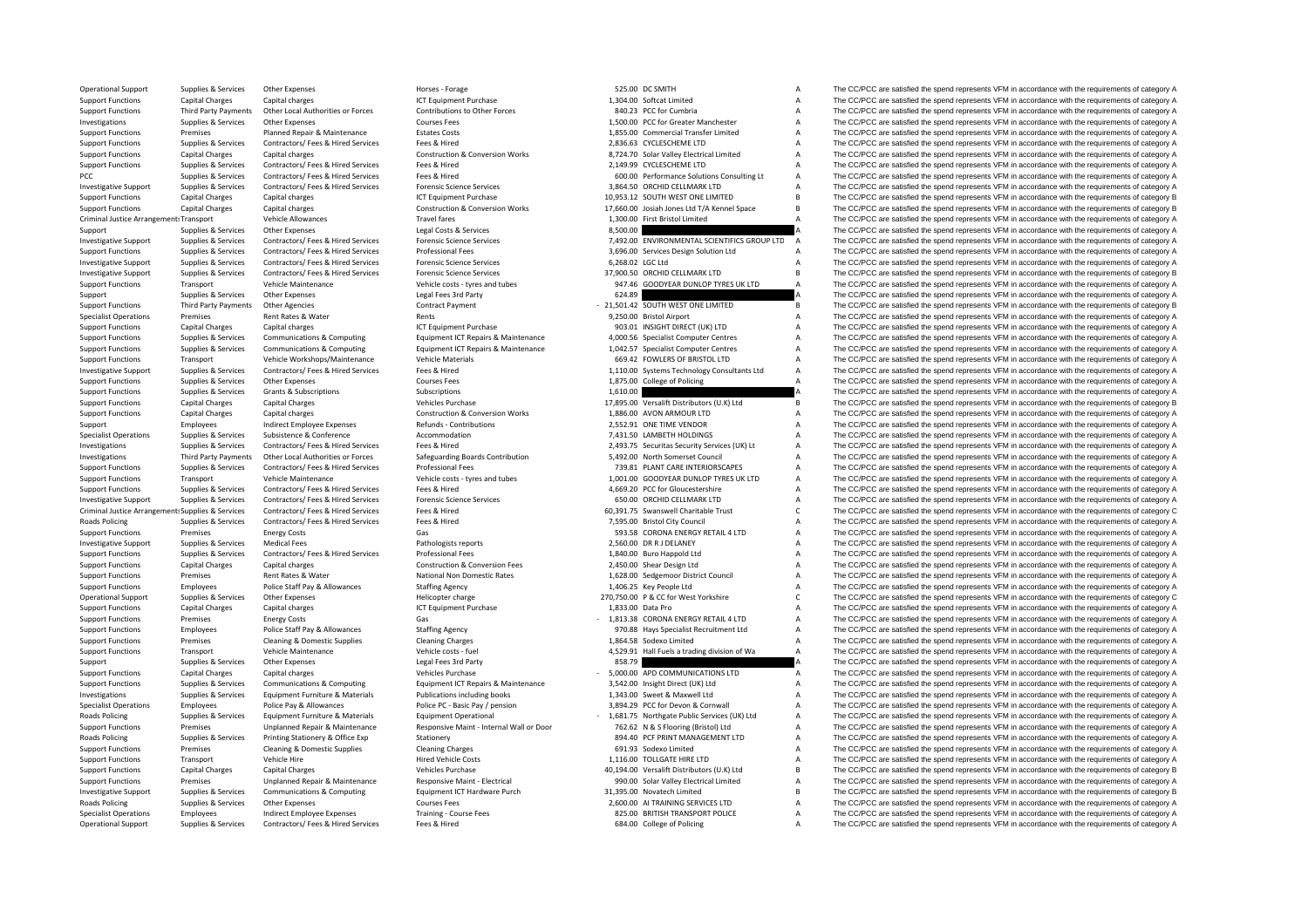| | | | | | | | |
|---|---|---|---|---|---|---|---|
| Operational Support | Supplies & Services | Other Expenses | Horses - Forage | 525.00 | DC SMITH | A | The CC/PCC are satisfied the spend represents VFM in accordance with the requirements of category A |
| Support Functions | Capital Charges | Capital charges | ICT Equipment Purchase | 1,304.00 | Softcat Limited | A | The CC/PCC are satisfied the spend represents VFM in accordance with the requirements of category A |
| Support Functions | Third Party Payments | Other Local Authorities or Forces | Contributions to Other Forces | 840.23 | PCC for Cumbria | A | The CC/PCC are satisfied the spend represents VFM in accordance with the requirements of category A |
| Investigations | Supplies & Services | Other Expenses | Courses Fees | 1,500.00 | PCC for Greater Manchester | A | The CC/PCC are satisfied the spend represents VFM in accordance with the requirements of category A |
| Support Functions | Premises | Planned Repair & Maintenance | Estates Costs | 1,855.00 | Commercial Transfer Limited | A | The CC/PCC are satisfied the spend represents VFM in accordance with the requirements of category A |
| Support Functions | Supplies & Services | Contractors/ Fees & Hired Services | Fees & Hired | 2,836.63 | CYCLESCHEME LTD | A | The CC/PCC are satisfied the spend represents VFM in accordance with the requirements of category A |
| Support Functions | Capital Charges | Capital charges | Construction & Conversion Works | 8,724.70 | Solar Valley Electrical Limited | A | The CC/PCC are satisfied the spend represents VFM in accordance with the requirements of category A |
| Support Functions | Supplies & Services | Contractors/ Fees & Hired Services | Fees & Hired | 2,149.99 | CYCLESCHEME LTD | A | The CC/PCC are satisfied the spend represents VFM in accordance with the requirements of category A |
| PCC | Supplies & Services | Contractors/ Fees & Hired Services | Fees & Hired | 600.00 | Performance Solutions Consulting Lt | A | The CC/PCC are satisfied the spend represents VFM in accordance with the requirements of category A |
| Investigative Support | Supplies & Services | Contractors/ Fees & Hired Services | Forensic Science Services | 3,864.50 | ORCHID CELLMARK LTD | A | The CC/PCC are satisfied the spend represents VFM in accordance with the requirements of category A |
| Support Functions | Capital Charges | Capital charges | ICT Equipment Purchase | 10,953.12 | SOUTH WEST ONE LIMITED | B | The CC/PCC are satisfied the spend represents VFM in accordance with the requirements of category B |
| Support Functions | Capital Charges | Capital charges | Construction & Conversion Works | 17,660.00 | Josiah Jones Ltd T/A Kennel Space | B | The CC/PCC are satisfied the spend represents VFM in accordance with the requirements of category B |
| Criminal Justice Arrangements | Transport | Vehicle Allowances | Travel fares | 1,300.00 | First Bristol Limited | A | The CC/PCC are satisfied the spend represents VFM in accordance with the requirements of category A |
| Support | Supplies & Services | Other Expenses | Legal Costs & Services | 8,500.00 | | A | The CC/PCC are satisfied the spend represents VFM in accordance with the requirements of category A |
| Investigative Support | Supplies & Services | Contractors/ Fees & Hired Services | Forensic Science Services | 7,492.00 | ENVIRONMENTAL SCIENTIFICS GROUP LTD | A | The CC/PCC are satisfied the spend represents VFM in accordance with the requirements of category A |
| Support Functions | Supplies & Services | Contractors/ Fees & Hired Services | Professional Fees | 3,696.00 | Services Design Solution Ltd | A | The CC/PCC are satisfied the spend represents VFM in accordance with the requirements of category A |
| Investigative Support | Supplies & Services | Contractors/ Fees & Hired Services | Forensic Science Services | 6,268.02 | LGC Ltd | A | The CC/PCC are satisfied the spend represents VFM in accordance with the requirements of category A |
| Investigative Support | Supplies & Services | Contractors/ Fees & Hired Services | Forensic Science Services | 37,900.50 | ORCHID CELLMARK LTD | B | The CC/PCC are satisfied the spend represents VFM in accordance with the requirements of category B |
| Support Functions | Transport | Vehicle Maintenance | Vehicle costs - tyres and tubes | 947.46 | GOODYEAR DUNLOP TYRES UK LTD | A | The CC/PCC are satisfied the spend represents VFM in accordance with the requirements of category A |
| Support | Supplies & Services | Other Expenses | Legal Fees 3rd Party | 624.89 | | A | The CC/PCC are satisfied the spend represents VFM in accordance with the requirements of category A |
| Support Functions | Third Party Payments | Other Agencies | Contract Payment | - 21,501.42 | SOUTH WEST ONE LIMITED | B | The CC/PCC are satisfied the spend represents VFM in accordance with the requirements of category B |
| Specialist Operations | Premises | Rent Rates & Water | Rents | 9,250.00 | Bristol Airport | A | The CC/PCC are satisfied the spend represents VFM in accordance with the requirements of category A |
| Support Functions | Capital Charges | Capital charges | ICT Equipment Purchase | 903.01 | INSIGHT DIRECT (UK) LTD | A | The CC/PCC are satisfied the spend represents VFM in accordance with the requirements of category A |
| Support Functions | Supplies & Services | Communications & Computing | Equipment ICT Repairs & Maintenance | 4,000.56 | Specialist Computer Centres | A | The CC/PCC are satisfied the spend represents VFM in accordance with the requirements of category A |
| Support Functions | Supplies & Services | Communications & Computing | Equipment ICT Repairs & Maintenance | 1,042.57 | Specialist Computer Centres | A | The CC/PCC are satisfied the spend represents VFM in accordance with the requirements of category A |
| Support Functions | Transport | Vehicle Workshops/Maintenance | Vehicle Materials | 669.42 | FOWLERS OF BRISTOL LTD | A | The CC/PCC are satisfied the spend represents VFM in accordance with the requirements of category A |
| Investigative Support | Supplies & Services | Contractors/ Fees & Hired Services | Fees & Hired | 1,110.00 | Systems Technology Consultants Ltd | A | The CC/PCC are satisfied the spend represents VFM in accordance with the requirements of category A |
| Support Functions | Supplies & Services | Other Expenses | Courses Fees | 1,875.00 | College of Policing | A | The CC/PCC are satisfied the spend represents VFM in accordance with the requirements of category A |
| Support Functions | Supplies & Services | Grants & Subscriptions | Subscriptions | 1,610.00 | | A | The CC/PCC are satisfied the spend represents VFM in accordance with the requirements of category A |
| Support Functions | Capital Charges | Capital Charges | Vehicles Purchase | 17,895.00 | Versalift Distributors (U.K) Ltd | B | The CC/PCC are satisfied the spend represents VFM in accordance with the requirements of category B |
| Support Functions | Capital Charges | Capital charges | Construction & Conversion Works | 1,886.00 | AVON ARMOUR LTD | A | The CC/PCC are satisfied the spend represents VFM in accordance with the requirements of category A |
| Support | Employees | Indirect Employee Expenses | Refunds - Contributions | 2,552.91 | ONE TIME VENDOR | A | The CC/PCC are satisfied the spend represents VFM in accordance with the requirements of category A |
| Specialist Operations | Supplies & Services | Subsistence & Conference | Accommodation | 7,431.50 | LAMBETH HOLDINGS | A | The CC/PCC are satisfied the spend represents VFM in accordance with the requirements of category A |
| Investigations | Supplies & Services | Contractors/ Fees & Hired Services | Fees & Hired | 2,493.75 | Securitas Security Services (UK) Lt | A | The CC/PCC are satisfied the spend represents VFM in accordance with the requirements of category A |
| Investigations | Third Party Payments | Other Local Authorities or Forces | Safeguarding Boards Contribution | 5,492.00 | North Somerset Council | A | The CC/PCC are satisfied the spend represents VFM in accordance with the requirements of category A |
| Support Functions | Supplies & Services | Contractors/ Fees & Hired Services | Professional Fees | 739.81 | PLANT CARE INTERIORSCAPES | A | The CC/PCC are satisfied the spend represents VFM in accordance with the requirements of category A |
| Support Functions | Transport | Vehicle Maintenance | Vehicle costs - tyres and tubes | 1,001.00 | GOODYEAR DUNLOP TYRES UK LTD | A | The CC/PCC are satisfied the spend represents VFM in accordance with the requirements of category A |
| Support Functions | Supplies & Services | Contractors/ Fees & Hired Services | Fees & Hired | 4,669.20 | PCC for Gloucestershire | A | The CC/PCC are satisfied the spend represents VFM in accordance with the requirements of category A |
| Investigative Support | Supplies & Services | Contractors/ Fees & Hired Services | Forensic Science Services | 650.00 | ORCHID CELLMARK LTD | A | The CC/PCC are satisfied the spend represents VFM in accordance with the requirements of category A |
| Criminal Justice Arrangements | Supplies & Services | Contractors/ Fees & Hired Services | Fees & Hired | 60,391.75 | Swanswell Charitable Trust | C | The CC/PCC are satisfied the spend represents VFM in accordance with the requirements of category C |
| Roads Policing | Supplies & Services | Contractors/ Fees & Hired Services | Fees & Hired | 7,595.00 | Bristol City Council | A | The CC/PCC are satisfied the spend represents VFM in accordance with the requirements of category A |
| Support Functions | Premises | Energy Costs | Gas | 593.58 | CORONA ENERGY RETAIL 4 LTD | A | The CC/PCC are satisfied the spend represents VFM in accordance with the requirements of category A |
| Investigative Support | Supplies & Services | Medical Fees | Pathologists reports | 2,560.00 | DR R J DELANEY | A | The CC/PCC are satisfied the spend represents VFM in accordance with the requirements of category A |
| Support Functions | Supplies & Services | Contractors/ Fees & Hired Services | Professional Fees | 1,840.00 | Buro Happold Ltd | A | The CC/PCC are satisfied the spend represents VFM in accordance with the requirements of category A |
| Support Functions | Capital Charges | Capital charges | Construction & Conversion Fees | 2,450.00 | Shear Design Ltd | A | The CC/PCC are satisfied the spend represents VFM in accordance with the requirements of category A |
| Support Functions | Premises | Rent Rates & Water | National Non Domestic Rates | 1,628.00 | Sedgemoor District Council | A | The CC/PCC are satisfied the spend represents VFM in accordance with the requirements of category A |
| Support Functions | Employees | Police Staff Pay & Allowances | Staffing Agency | 1,406.25 | Key People Ltd | A | The CC/PCC are satisfied the spend represents VFM in accordance with the requirements of category A |
| Operational Support | Supplies & Services | Other Expenses | Helicopter charge | 270,750.00 | P & CC for West Yorkshire | C | The CC/PCC are satisfied the spend represents VFM in accordance with the requirements of category C |
| Support Functions | Capital Charges | Capital charges | ICT Equipment Purchase | 1,833.00 | Data Pro | A | The CC/PCC are satisfied the spend represents VFM in accordance with the requirements of category A |
| Support Functions | Premises | Energy Costs | Gas | - 1,813.38 | CORONA ENERGY RETAIL 4 LTD | A | The CC/PCC are satisfied the spend represents VFM in accordance with the requirements of category A |
| Support Functions | Employees | Police Staff Pay & Allowances | Staffing Agency | 970.88 | Hays Specialist Recruitment Ltd | A | The CC/PCC are satisfied the spend represents VFM in accordance with the requirements of category A |
| Support Functions | Premises | Cleaning & Domestic Supplies | Cleaning Charges | 1,864.58 | Sodexo Limited | A | The CC/PCC are satisfied the spend represents VFM in accordance with the requirements of category A |
| Support Functions | Transport | Vehicle Maintenance | Vehicle costs - fuel | 4,529.91 | Hall Fuels a trading division of Wa | A | The CC/PCC are satisfied the spend represents VFM in accordance with the requirements of category A |
| Support | Supplies & Services | Other Expenses | Legal Fees 3rd Party | 858.79 | | A | The CC/PCC are satisfied the spend represents VFM in accordance with the requirements of category A |
| Support Functions | Capital Charges | Capital charges | Vehicles Purchase | - 5,000.00 | APD COMMUNICATIONS LTD | A | The CC/PCC are satisfied the spend represents VFM in accordance with the requirements of category A |
| Support Functions | Supplies & Services | Communications & Computing | Equipment ICT Repairs & Maintenance | 3,542.00 | Insight Direct (UK) Ltd | A | The CC/PCC are satisfied the spend represents VFM in accordance with the requirements of category A |
| Investigations | Supplies & Services | Equipment Furniture & Materials | Publications including books | 1,343.00 | Sweet & Maxwell Ltd | A | The CC/PCC are satisfied the spend represents VFM in accordance with the requirements of category A |
| Specialist Operations | Employees | Police Pay & Allowances | Police PC - Basic Pay / pension | 3,894.29 | PCC for Devon & Cornwall | A | The CC/PCC are satisfied the spend represents VFM in accordance with the requirements of category A |
| Roads Policing | Supplies & Services | Equipment Furniture & Materials | Equipment Operational | - 1,681.75 | Northgate Public Services (UK) Ltd | A | The CC/PCC are satisfied the spend represents VFM in accordance with the requirements of category A |
| Support Functions | Premises | Unplanned Repair & Maintenance | Responsive Maint - Internal Wall or Door | 762.62 | N & S Flooring (Bristol) Ltd | A | The CC/PCC are satisfied the spend represents VFM in accordance with the requirements of category A |
| Roads Policing | Supplies & Services | Printing Stationery & Office Exp | Stationery | 894.40 | PCF PRINT MANAGEMENT LTD | A | The CC/PCC are satisfied the spend represents VFM in accordance with the requirements of category A |
| Support Functions | Premises | Cleaning & Domestic Supplies | Cleaning Charges | 691.93 | Sodexo Limited | A | The CC/PCC are satisfied the spend represents VFM in accordance with the requirements of category A |
| Support Functions | Transport | Vehicle Hire | Hired Vehicle Costs | 1,116.00 | TOLLGATE HIRE LTD | A | The CC/PCC are satisfied the spend represents VFM in accordance with the requirements of category A |
| Support Functions | Capital Charges | Capital Charges | Vehicles Purchase | 40,194.00 | Versalift Distributors (U.K) Ltd | B | The CC/PCC are satisfied the spend represents VFM in accordance with the requirements of category B |
| Support Functions | Premises | Unplanned Repair & Maintenance | Responsive Maint - Electrical | 990.00 | Solar Valley Electrical Limited | A | The CC/PCC are satisfied the spend represents VFM in accordance with the requirements of category A |
| Investigative Support | Supplies & Services | Communications & Computing | Equipment ICT Hardware Purch | 31,395.00 | Novatech Limited | B | The CC/PCC are satisfied the spend represents VFM in accordance with the requirements of category B |
| Roads Policing | Supplies & Services | Other Expenses | Courses Fees | 2,600.00 | AI TRAINING SERVICES LTD | A | The CC/PCC are satisfied the spend represents VFM in accordance with the requirements of category A |
| Specialist Operations | Employees | Indirect Employee Expenses | Training - Course Fees | 825.00 | BRITISH TRANSPORT POLICE | A | The CC/PCC are satisfied the spend represents VFM in accordance with the requirements of category A |
| Operational Support | Supplies & Services | Contractors/ Fees & Hired Services | Fees & Hired | 684.00 | College of Policing | A | The CC/PCC are satisfied the spend represents VFM in accordance with the requirements of category A |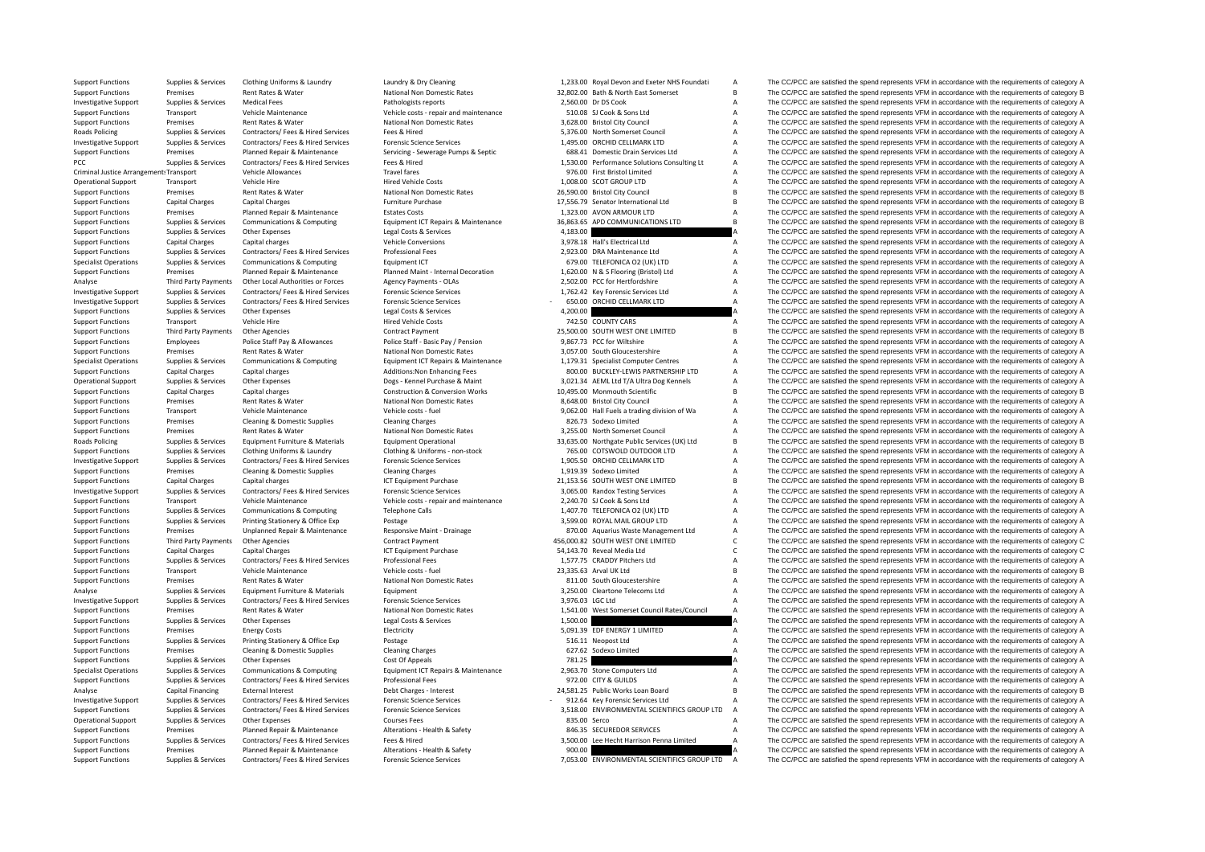| | | | | | | | |
|---|---|---|---|---|---|---|---|
| Support Functions | Supplies & Services | Clothing Uniforms & Laundry | Laundry & Dry Cleaning | 1,233.00 | Royal Devon and Exeter NHS Foundati | A | The CC/PCC are satisfied the spend represents VFM in accordance with the requirements of category A |
| Support Functions | Premises | Rent Rates & Water | National Non Domestic Rates | 32,802.00 | Bath & North East Somerset | B | The CC/PCC are satisfied the spend represents VFM in accordance with the requirements of category B |
| Investigative Support | Supplies & Services | Medical Fees | Pathologists reports | 2,560.00 | Dr DS Cook | A | The CC/PCC are satisfied the spend represents VFM in accordance with the requirements of category A |
| Support Functions | Transport | Vehicle Maintenance | Vehicle costs - repair and maintenance | 510.08 | SJ Cook & Sons Ltd | A | The CC/PCC are satisfied the spend represents VFM in accordance with the requirements of category A |
| Support Functions | Premises | Rent Rates & Water | National Non Domestic Rates | 3,628.00 | Bristol City Council | A | The CC/PCC are satisfied the spend represents VFM in accordance with the requirements of category A |
| Roads Policing | Supplies & Services | Contractors/ Fees & Hired Services | Fees & Hired | 5,376.00 | North Somerset Council | A | The CC/PCC are satisfied the spend represents VFM in accordance with the requirements of category A |
| Investigative Support | Supplies & Services | Contractors/ Fees & Hired Services | Forensic Science Services | 1,495.00 | ORCHID CELLMARK LTD | A | The CC/PCC are satisfied the spend represents VFM in accordance with the requirements of category A |
| Support Functions | Premises | Planned Repair & Maintenance | Servicing - Sewerage Pumps & Septic | 688.41 | Domestic Drain Services Ltd | A | The CC/PCC are satisfied the spend represents VFM in accordance with the requirements of category A |
| PCC | Supplies & Services | Contractors/ Fees & Hired Services | Fees & Hired | 1,530.00 | Performance Solutions Consulting Lt | A | The CC/PCC are satisfied the spend represents VFM in accordance with the requirements of category A |
| Criminal Justice Arrangements | Transport | Vehicle Allowances | Travel fares | 976.00 | First Bristol Limited | A | The CC/PCC are satisfied the spend represents VFM in accordance with the requirements of category A |
| Operational Support | Transport | Vehicle Hire | Hired Vehicle Costs | 1,008.00 | SCOT GROUP LTD | A | The CC/PCC are satisfied the spend represents VFM in accordance with the requirements of category A |
| Support Functions | Premises | Rent Rates & Water | National Non Domestic Rates | 26,590.00 | Bristol City Council | B | The CC/PCC are satisfied the spend represents VFM in accordance with the requirements of category B |
| Support Functions | Capital Charges | Capital Charges | Furniture Purchase | 17,556.79 | Senator International Ltd | B | The CC/PCC are satisfied the spend represents VFM in accordance with the requirements of category B |
| Support Functions | Premises | Planned Repair & Maintenance | Estates Costs | 1,323.00 | AVON ARMOUR LTD | A | The CC/PCC are satisfied the spend represents VFM in accordance with the requirements of category A |
| Support Functions | Supplies & Services | Communications & Computing | Equipment ICT Repairs & Maintenance | 36,863.65 | APD COMMUNICATIONS LTD | B | The CC/PCC are satisfied the spend represents VFM in accordance with the requirements of category B |
| Support Functions | Supplies & Services | Other Expenses | Legal Costs & Services | 4,183.00 | | A | The CC/PCC are satisfied the spend represents VFM in accordance with the requirements of category A |
| Support Functions | Capital Charges | Capital charges | Vehicle Conversions | 3,978.18 | Hall's Electrical Ltd | A | The CC/PCC are satisfied the spend represents VFM in accordance with the requirements of category A |
| Support Functions | Supplies & Services | Contractors/ Fees & Hired Services | Professional Fees | 2,923.00 | DRA Maintenance Ltd | A | The CC/PCC are satisfied the spend represents VFM in accordance with the requirements of category A |
| Specialist Operations | Supplies & Services | Communications & Computing | Equipment ICT | 679.00 | TELEFONICA O2 (UK) LTD | A | The CC/PCC are satisfied the spend represents VFM in accordance with the requirements of category A |
| Support Functions | Premises | Planned Repair & Maintenance | Planned Maint - Internal Decoration | 1,620.00 | N & S Flooring (Bristol) Ltd | A | The CC/PCC are satisfied the spend represents VFM in accordance with the requirements of category A |
| Analyse | Third Party Payments | Other Local Authorities or Forces | Agency Payments - OLAs | 2,502.00 | PCC for Hertfordshire | A | The CC/PCC are satisfied the spend represents VFM in accordance with the requirements of category A |
| Investigative Support | Supplies & Services | Contractors/ Fees & Hired Services | Forensic Science Services | 1,762.42 | Key Forensic Services Ltd | A | The CC/PCC are satisfied the spend represents VFM in accordance with the requirements of category A |
| Investigative Support | Supplies & Services | Contractors/ Fees & Hired Services | Forensic Science Services | - 650.00 | ORCHID CELLMARK LTD | A | The CC/PCC are satisfied the spend represents VFM in accordance with the requirements of category A |
| Support Functions | Supplies & Services | Other Expenses | Legal Costs & Services | 4,200.00 | | A | The CC/PCC are satisfied the spend represents VFM in accordance with the requirements of category A |
| Support Functions | Transport | Vehicle Hire | Hired Vehicle Costs | 742.50 | COUNTY CARS | A | The CC/PCC are satisfied the spend represents VFM in accordance with the requirements of category A |
| Support Functions | Third Party Payments | Other Agencies | Contract Payment | 25,500.00 | SOUTH WEST ONE LIMITED | B | The CC/PCC are satisfied the spend represents VFM in accordance with the requirements of category B |
| Support Functions | Employees | Police Staff Pay & Allowances | Police Staff - Basic Pay / Pension | 9,867.73 | PCC for Wiltshire | A | The CC/PCC are satisfied the spend represents VFM in accordance with the requirements of category A |
| Support Functions | Premises | Rent Rates & Water | National Non Domestic Rates | 3,057.00 | South Gloucestershire | A | The CC/PCC are satisfied the spend represents VFM in accordance with the requirements of category A |
| Specialist Operations | Supplies & Services | Communications & Computing | Equipment ICT Repairs & Maintenance | 1,179.31 | Specialist Computer Centres | A | The CC/PCC are satisfied the spend represents VFM in accordance with the requirements of category A |
| Support Functions | Capital Charges | Capital charges | Additions:Non Enhancing Fees | 800.00 | BUCKLEY-LEWIS PARTNERSHIP LTD | A | The CC/PCC are satisfied the spend represents VFM in accordance with the requirements of category A |
| Operational Support | Supplies & Services | Other Expenses | Dogs - Kennel Purchase & Maint | 3,021.34 | AEML Ltd T/A Ultra Dog Kennels | A | The CC/PCC are satisfied the spend represents VFM in accordance with the requirements of category A |
| Support Functions | Capital Charges | Capital charges | Construction & Conversion Works | 10,495.00 | Monmouth Scientific | B | The CC/PCC are satisfied the spend represents VFM in accordance with the requirements of category B |
| Support Functions | Premises | Rent Rates & Water | National Non Domestic Rates | 8,648.00 | Bristol City Council | A | The CC/PCC are satisfied the spend represents VFM in accordance with the requirements of category A |
| Support Functions | Transport | Vehicle Maintenance | Vehicle costs - fuel | 9,062.00 | Hall Fuels a trading division of Wa | A | The CC/PCC are satisfied the spend represents VFM in accordance with the requirements of category A |
| Support Functions | Premises | Cleaning & Domestic Supplies | Cleaning Charges | 826.73 | Sodexo Limited | A | The CC/PCC are satisfied the spend represents VFM in accordance with the requirements of category A |
| Support Functions | Premises | Rent Rates & Water | National Non Domestic Rates | 3,255.00 | North Somerset Council | A | The CC/PCC are satisfied the spend represents VFM in accordance with the requirements of category A |
| Roads Policing | Supplies & Services | Equipment Furniture & Materials | Equipment Operational | 33,635.00 | Northgate Public Services (UK) Ltd | B | The CC/PCC are satisfied the spend represents VFM in accordance with the requirements of category B |
| Support Functions | Supplies & Services | Clothing Uniforms & Laundry | Clothing & Uniforms - non-stock | 765.00 | COTSWOLD OUTDOOR LTD | A | The CC/PCC are satisfied the spend represents VFM in accordance with the requirements of category A |
| Investigative Support | Supplies & Services | Contractors/ Fees & Hired Services | Forensic Science Services | 1,905.50 | ORCHID CELLMARK LTD | A | The CC/PCC are satisfied the spend represents VFM in accordance with the requirements of category A |
| Support Functions | Premises | Cleaning & Domestic Supplies | Cleaning Charges | 1,919.39 | Sodexo Limited | A | The CC/PCC are satisfied the spend represents VFM in accordance with the requirements of category A |
| Support Functions | Capital Charges | Capital charges | ICT Equipment Purchase | 21,153.56 | SOUTH WEST ONE LIMITED | B | The CC/PCC are satisfied the spend represents VFM in accordance with the requirements of category B |
| Investigative Support | Supplies & Services | Contractors/ Fees & Hired Services | Forensic Science Services | 3,065.00 | Randox Testing Services | A | The CC/PCC are satisfied the spend represents VFM in accordance with the requirements of category A |
| Support Functions | Transport | Vehicle Maintenance | Vehicle costs - repair and maintenance | 2,240.70 | SJ Cook & Sons Ltd | A | The CC/PCC are satisfied the spend represents VFM in accordance with the requirements of category A |
| Support Functions | Supplies & Services | Communications & Computing | Telephone Calls | 1,407.70 | TELEFONICA O2 (UK) LTD | A | The CC/PCC are satisfied the spend represents VFM in accordance with the requirements of category A |
| Support Functions | Supplies & Services | Printing Stationery & Office Exp | Postage | 3,599.00 | ROYAL MAIL GROUP LTD | A | The CC/PCC are satisfied the spend represents VFM in accordance with the requirements of category A |
| Support Functions | Premises | Unplanned Repair & Maintenance | Responsive Maint - Drainage | 870.00 | Aquarius Waste Management Ltd | A | The CC/PCC are satisfied the spend represents VFM in accordance with the requirements of category A |
| Support Functions | Third Party Payments | Other Agencies | Contract Payment | 456,000.82 | SOUTH WEST ONE LIMITED | C | The CC/PCC are satisfied the spend represents VFM in accordance with the requirements of category C |
| Support Functions | Capital Charges | Capital Charges | ICT Equipment Purchase | 54,143.70 | Reveal Media Ltd | C | The CC/PCC are satisfied the spend represents VFM in accordance with the requirements of category C |
| Support Functions | Supplies & Services | Contractors/ Fees & Hired Services | Professional Fees | 1,577.75 | CRADDY Pitchers Ltd | A | The CC/PCC are satisfied the spend represents VFM in accordance with the requirements of category A |
| Support Functions | Transport | Vehicle Maintenance | Vehicle costs - fuel | 23,335.63 | Arval UK Ltd | B | The CC/PCC are satisfied the spend represents VFM in accordance with the requirements of category B |
| Support Functions | Premises | Rent Rates & Water | National Non Domestic Rates | 811.00 | South Gloucestershire | A | The CC/PCC are satisfied the spend represents VFM in accordance with the requirements of category A |
| Analyse | Supplies & Services | Equipment Furniture & Materials | Equipment | 3,250.00 | Cleartone Telecoms Ltd | A | The CC/PCC are satisfied the spend represents VFM in accordance with the requirements of category A |
| Investigative Support | Supplies & Services | Contractors/ Fees & Hired Services | Forensic Science Services | 3,976.03 | LGC Ltd | A | The CC/PCC are satisfied the spend represents VFM in accordance with the requirements of category A |
| Support Functions | Premises | Rent Rates & Water | National Non Domestic Rates | 1,541.00 | West Somerset Council Rates/Council | A | The CC/PCC are satisfied the spend represents VFM in accordance with the requirements of category A |
| Support Functions | Supplies & Services | Other Expenses | Legal Costs & Services | 1,500.00 | | A | The CC/PCC are satisfied the spend represents VFM in accordance with the requirements of category A |
| Support Functions | Premises | Energy Costs | Electricity | 5,091.39 | EDF ENERGY 1 LIMITED | A | The CC/PCC are satisfied the spend represents VFM in accordance with the requirements of category A |
| Support Functions | Supplies & Services | Printing Stationery & Office Exp | Postage | 516.11 | Neopost Ltd | A | The CC/PCC are satisfied the spend represents VFM in accordance with the requirements of category A |
| Support Functions | Premises | Cleaning & Domestic Supplies | Cleaning Charges | 627.62 | Sodexo Limited | A | The CC/PCC are satisfied the spend represents VFM in accordance with the requirements of category A |
| Support Functions | Supplies & Services | Other Expenses | Cost Of Appeals | 781.25 | | A | The CC/PCC are satisfied the spend represents VFM in accordance with the requirements of category A |
| Specialist Operations | Supplies & Services | Communications & Computing | Equipment ICT Repairs & Maintenance | 2,963.70 | Stone Computers Ltd | A | The CC/PCC are satisfied the spend represents VFM in accordance with the requirements of category A |
| Support Functions | Supplies & Services | Contractors/ Fees & Hired Services | Professional Fees | 972.00 | CITY & GUILDS | A | The CC/PCC are satisfied the spend represents VFM in accordance with the requirements of category A |
| Analyse | Capital Financing | External Interest | Debt Charges - Interest | 24,581.25 | Public Works Loan Board | B | The CC/PCC are satisfied the spend represents VFM in accordance with the requirements of category B |
| Investigative Support | Supplies & Services | Contractors/ Fees & Hired Services | Forensic Science Services | - 912.64 | Key Forensic Services Ltd | A | The CC/PCC are satisfied the spend represents VFM in accordance with the requirements of category A |
| Support Functions | Supplies & Services | Contractors/ Fees & Hired Services | Forensic Science Services | 3,518.00 | ENVIRONMENTAL SCIENTIFICS GROUP LTD | A | The CC/PCC are satisfied the spend represents VFM in accordance with the requirements of category A |
| Operational Support | Supplies & Services | Other Expenses | Courses Fees | 835.00 | Serco | A | The CC/PCC are satisfied the spend represents VFM in accordance with the requirements of category A |
| Support Functions | Premises | Planned Repair & Maintenance | Alterations - Health & Safety | 846.35 | SECUREDOR SERVICES | A | The CC/PCC are satisfied the spend represents VFM in accordance with the requirements of category A |
| Support Functions | Supplies & Services | Contractors/ Fees & Hired Services | Fees & Hired | 3,500.00 | Lee Hecht Harrison Penna Limited | A | The CC/PCC are satisfied the spend represents VFM in accordance with the requirements of category A |
| Support Functions | Premises | Planned Repair & Maintenance | Alterations - Health & Safety | 900.00 | | A | The CC/PCC are satisfied the spend represents VFM in accordance with the requirements of category A |
| Support Functions | Supplies & Services | Contractors/ Fees & Hired Services | Forensic Science Services | 7,053.00 | ENVIRONMENTAL SCIENTIFICS GROUP LTD | A | The CC/PCC are satisfied the spend represents VFM in accordance with the requirements of category A |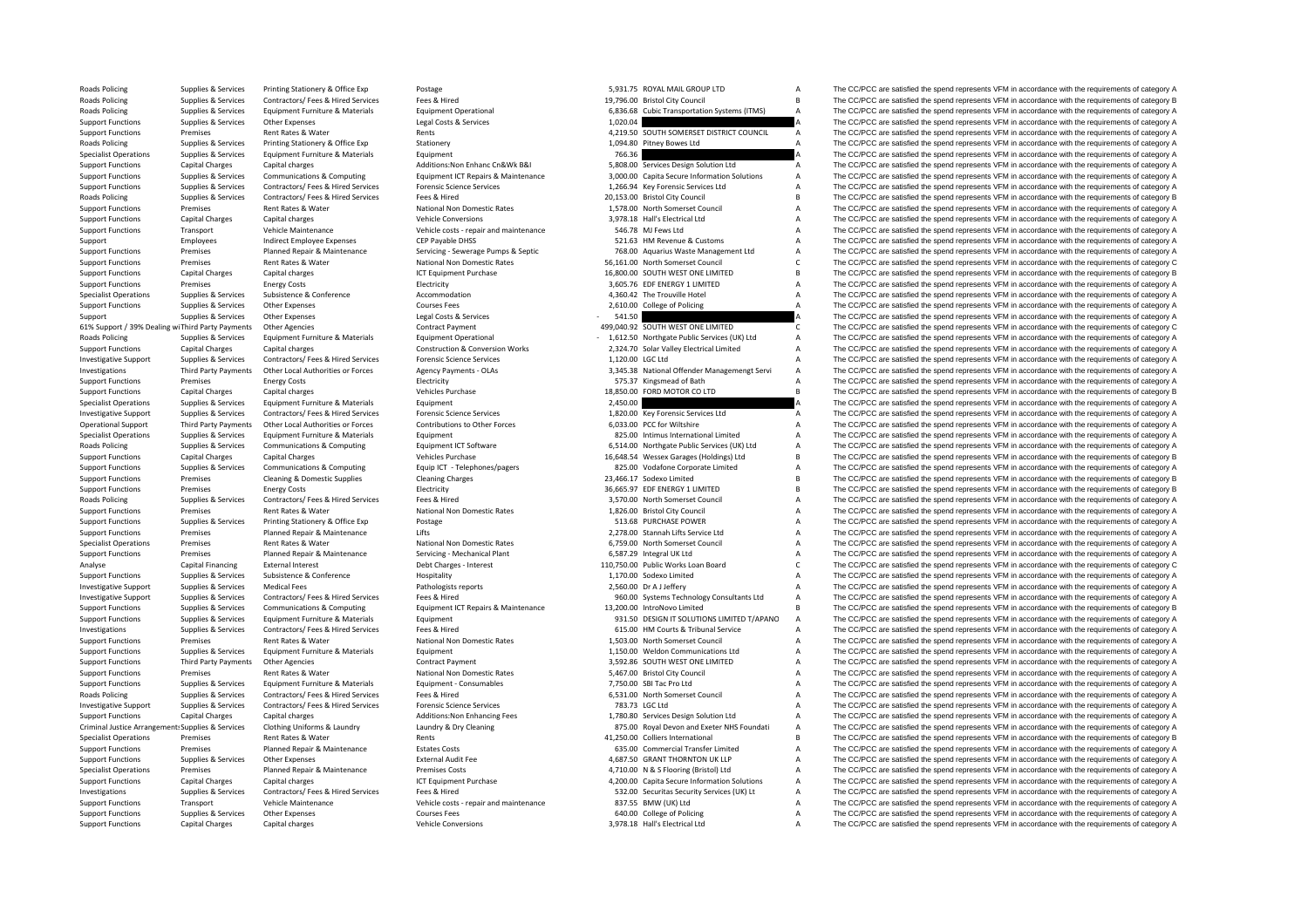| | | | | | | | |
|---|---|---|---|---|---|---|---|
| Roads Policing | Supplies & Services | Printing Stationery & Office Exp | Postage | 5,931.75 | ROYAL MAIL GROUP LTD | A | The CC/PCC are satisfied the spend represents VFM in accordance with the requirements of category A |
| Roads Policing | Supplies & Services | Contractors/ Fees & Hired Services | Fees & Hired | 19,796.00 | Bristol City Council | B | The CC/PCC are satisfied the spend represents VFM in accordance with the requirements of category B |
| Roads Policing | Supplies & Services | Equipment Furniture & Materials | Equipment Operational | 6,836.68 | Cubic Transportation Systems (ITMS) | A | The CC/PCC are satisfied the spend represents VFM in accordance with the requirements of category A |
| Support Functions | Supplies & Services | Other Expenses | Legal Costs & Services | 1,020.04 | | A | The CC/PCC are satisfied the spend represents VFM in accordance with the requirements of category A |
| Support Functions | Premises | Rent Rates & Water | Rents | 4,219.50 | SOUTH SOMERSET DISTRICT COUNCIL | A | The CC/PCC are satisfied the spend represents VFM in accordance with the requirements of category A |
| Roads Policing | Supplies & Services | Printing Stationery & Office Exp | Stationery | 1,094.80 | Pitney Bowes Ltd | A | The CC/PCC are satisfied the spend represents VFM in accordance with the requirements of category A |
| Specialist Operations | Supplies & Services | Equipment Furniture & Materials | Equipment | 766.36 | | A | The CC/PCC are satisfied the spend represents VFM in accordance with the requirements of category A |
| Support Functions | Capital Charges | Capital charges | Additions:Non Enhanc Cn&Wk B&I | 5,808.00 | Services Design Solution Ltd | A | The CC/PCC are satisfied the spend represents VFM in accordance with the requirements of category A |
| Support Functions | Supplies & Services | Communications & Computing | Equipment ICT Repairs & Maintenance | 3,000.00 | Capita Secure Information Solutions | A | The CC/PCC are satisfied the spend represents VFM in accordance with the requirements of category A |
| Support Functions | Supplies & Services | Contractors/ Fees & Hired Services | Forensic Science Services | 1,266.94 | Key Forensic Services Ltd | A | The CC/PCC are satisfied the spend represents VFM in accordance with the requirements of category A |
| Roads Policing | Supplies & Services | Contractors/ Fees & Hired Services | Fees & Hired | 20,153.00 | Bristol City Council | B | The CC/PCC are satisfied the spend represents VFM in accordance with the requirements of category B |
| Support Functions | Premises | Rent Rates & Water | National Non Domestic Rates | 1,578.00 | North Somerset Council | A | The CC/PCC are satisfied the spend represents VFM in accordance with the requirements of category A |
| Support Functions | Capital Charges | Capital charges | Vehicle Conversions | 3,978.18 | Hall's Electrical Ltd | A | The CC/PCC are satisfied the spend represents VFM in accordance with the requirements of category A |
| Support Functions | Transport | Vehicle Maintenance | Vehicle costs - repair and maintenance | 546.78 | MJ Fews Ltd | A | The CC/PCC are satisfied the spend represents VFM in accordance with the requirements of category A |
| Support | Employees | Indirect Employee Expenses | CEP Payable DHSS | 521.63 | HM Revenue & Customs | A | The CC/PCC are satisfied the spend represents VFM in accordance with the requirements of category A |
| Support Functions | Premises | Planned Repair & Maintenance | Servicing - Sewerage Pumps & Septic | 768.00 | Aquarius Waste Management Ltd | A | The CC/PCC are satisfied the spend represents VFM in accordance with the requirements of category A |
| Support Functions | Premises | Rent Rates & Water | National Non Domestic Rates | 56,161.00 | North Somerset Council | C | The CC/PCC are satisfied the spend represents VFM in accordance with the requirements of category C |
| Support Functions | Capital Charges | Capital charges | ICT Equipment Purchase | 16,800.00 | SOUTH WEST ONE LIMITED | B | The CC/PCC are satisfied the spend represents VFM in accordance with the requirements of category B |
| Support Functions | Premises | Energy Costs | Electricity | 3,605.76 | EDF ENERGY 1 LIMITED | A | The CC/PCC are satisfied the spend represents VFM in accordance with the requirements of category A |
| Specialist Operations | Supplies & Services | Subsistence & Conference | Accommodation | 4,360.42 | The Trouville Hotel | A | The CC/PCC are satisfied the spend represents VFM in accordance with the requirements of category A |
| Support Functions | Supplies & Services | Other Expenses | Courses Fees | 2,610.00 | College of Policing | A | The CC/PCC are satisfied the spend represents VFM in accordance with the requirements of category A |
| Support | Supplies & Services | Other Expenses | Legal Costs & Services | - 541.50 | | A | The CC/PCC are satisfied the spend represents VFM in accordance with the requirements of category A |
| 61% Support / 39% Dealing wi | Third Party Payments | Other Agencies | Contract Payment | 499,040.92 | SOUTH WEST ONE LIMITED | C | The CC/PCC are satisfied the spend represents VFM in accordance with the requirements of category C |
| Roads Policing | Supplies & Services | Equipment Furniture & Materials | Equipment Operational | - 1,612.50 | Northgate Public Services (UK) Ltd | A | The CC/PCC are satisfied the spend represents VFM in accordance with the requirements of category A |
| Support Functions | Capital Charges | Capital charges | Construction & Conversion Works | 2,324.70 | Solar Valley Electrical Limited | A | The CC/PCC are satisfied the spend represents VFM in accordance with the requirements of category A |
| Investigative Support | Supplies & Services | Contractors/ Fees & Hired Services | Forensic Science Services | 1,120.00 | LGC Ltd | A | The CC/PCC are satisfied the spend represents VFM in accordance with the requirements of category A |
| Investigations | Third Party Payments | Other Local Authorities or Forces | Agency Payments - OLAs | 3,345.38 | National Offender Managemengt Servi | A | The CC/PCC are satisfied the spend represents VFM in accordance with the requirements of category A |
| Support Functions | Premises | Energy Costs | Electricity | 575.37 | Kingsmead of Bath | A | The CC/PCC are satisfied the spend represents VFM in accordance with the requirements of category A |
| Support Functions | Capital Charges | Capital charges | Vehicles Purchase | 18,850.00 | FORD MOTOR CO LTD | B | The CC/PCC are satisfied the spend represents VFM in accordance with the requirements of category B |
| Specialist Operations | Supplies & Services | Equipment Furniture & Materials | Equipment | 2,450.00 | | A | The CC/PCC are satisfied the spend represents VFM in accordance with the requirements of category A |
| Investigative Support | Supplies & Services | Contractors/ Fees & Hired Services | Forensic Science Services | 1,820.00 | Key Forensic Services Ltd | A | The CC/PCC are satisfied the spend represents VFM in accordance with the requirements of category A |
| Operational Support | Third Party Payments | Other Local Authorities or Forces | Contributions to Other Forces | 6,033.00 | PCC for Wiltshire | A | The CC/PCC are satisfied the spend represents VFM in accordance with the requirements of category A |
| Specialist Operations | Supplies & Services | Equipment Furniture & Materials | Equipment | 825.00 | Intimus International Limited | A | The CC/PCC are satisfied the spend represents VFM in accordance with the requirements of category A |
| Roads Policing | Supplies & Services | Communications & Computing | Equipment ICT Software | 6,514.00 | Northgate Public Services (UK) Ltd | A | The CC/PCC are satisfied the spend represents VFM in accordance with the requirements of category A |
| Support Functions | Capital Charges | Capital Charges | Vehicles Purchase | 16,648.54 | Wessex Garages (Holdings) Ltd | B | The CC/PCC are satisfied the spend represents VFM in accordance with the requirements of category B |
| Support Functions | Supplies & Services | Communications & Computing | Equip ICT - Telephones/pagers | 825.00 | Vodafone Corporate Limited | A | The CC/PCC are satisfied the spend represents VFM in accordance with the requirements of category A |
| Support Functions | Premises | Cleaning & Domestic Supplies | Cleaning Charges | 23,466.17 | Sodexo Limited | B | The CC/PCC are satisfied the spend represents VFM in accordance with the requirements of category B |
| Support Functions | Premises | Energy Costs | Electricity | 36,665.97 | EDF ENERGY 1 LIMITED | B | The CC/PCC are satisfied the spend represents VFM in accordance with the requirements of category B |
| Roads Policing | Supplies & Services | Contractors/ Fees & Hired Services | Fees & Hired | 3,570.00 | North Somerset Council | A | The CC/PCC are satisfied the spend represents VFM in accordance with the requirements of category A |
| Support Functions | Premises | Rent Rates & Water | National Non Domestic Rates | 1,826.00 | Bristol City Council | A | The CC/PCC are satisfied the spend represents VFM in accordance with the requirements of category A |
| Support Functions | Supplies & Services | Printing Stationery & Office Exp | Postage | 513.68 | PURCHASE POWER | A | The CC/PCC are satisfied the spend represents VFM in accordance with the requirements of category A |
| Support Functions | Premises | Planned Repair & Maintenance | Lifts | 2,278.00 | Stannah Lifts Service Ltd | A | The CC/PCC are satisfied the spend represents VFM in accordance with the requirements of category A |
| Specialist Operations | Premises | Rent Rates & Water | National Non Domestic Rates | 6,759.00 | North Somerset Council | A | The CC/PCC are satisfied the spend represents VFM in accordance with the requirements of category A |
| Support Functions | Premises | Planned Repair & Maintenance | Servicing - Mechanical Plant | 6,587.29 | Integral UK Ltd | A | The CC/PCC are satisfied the spend represents VFM in accordance with the requirements of category A |
| Analyse | Capital Financing | External Interest | Debt Charges - Interest | 110,750.00 | Public Works Loan Board | C | The CC/PCC are satisfied the spend represents VFM in accordance with the requirements of category C |
| Support Functions | Supplies & Services | Subsistence & Conference | Hospitality | 1,170.00 | Sodexo Limited | A | The CC/PCC are satisfied the spend represents VFM in accordance with the requirements of category A |
| Investigative Support | Supplies & Services | Medical Fees | Pathologists reports | 2,560.00 | Dr A J Jeffery | A | The CC/PCC are satisfied the spend represents VFM in accordance with the requirements of category A |
| Investigative Support | Supplies & Services | Contractors/ Fees & Hired Services | Fees & Hired | 960.00 | Systems Technology Consultants Ltd | A | The CC/PCC are satisfied the spend represents VFM in accordance with the requirements of category A |
| Support Functions | Supplies & Services | Communications & Computing | Equipment ICT Repairs & Maintenance | 13,200.00 | IntroNovo Limited | B | The CC/PCC are satisfied the spend represents VFM in accordance with the requirements of category B |
| Support Functions | Supplies & Services | Equipment Furniture & Materials | Equipment | 931.50 | DESIGN IT SOLUTIONS LIMITED T/APANO | A | The CC/PCC are satisfied the spend represents VFM in accordance with the requirements of category A |
| Investigations | Supplies & Services | Contractors/ Fees & Hired Services | Fees & Hired | 615.00 | HM Courts & Tribunal Service | A | The CC/PCC are satisfied the spend represents VFM in accordance with the requirements of category A |
| Support Functions | Premises | Rent Rates & Water | National Non Domestic Rates | 1,503.00 | North Somerset Council | A | The CC/PCC are satisfied the spend represents VFM in accordance with the requirements of category A |
| Support Functions | Supplies & Services | Equipment Furniture & Materials | Equipment | 1,150.00 | Weldon Communications Ltd | A | The CC/PCC are satisfied the spend represents VFM in accordance with the requirements of category A |
| Support Functions | Third Party Payments | Other Agencies | Contract Payment | 3,592.86 | SOUTH WEST ONE LIMITED | A | The CC/PCC are satisfied the spend represents VFM in accordance with the requirements of category A |
| Support Functions | Premises | Rent Rates & Water | National Non Domestic Rates | 5,467.00 | Bristol City Council | A | The CC/PCC are satisfied the spend represents VFM in accordance with the requirements of category A |
| Support Functions | Supplies & Services | Equipment Furniture & Materials | Equipment - Consumables | 7,750.00 | SBI Tac Pro Ltd | A | The CC/PCC are satisfied the spend represents VFM in accordance with the requirements of category A |
| Roads Policing | Supplies & Services | Contractors/ Fees & Hired Services | Fees & Hired | 6,531.00 | North Somerset Council | A | The CC/PCC are satisfied the spend represents VFM in accordance with the requirements of category A |
| Investigative Support | Supplies & Services | Contractors/ Fees & Hired Services | Forensic Science Services | 783.73 | LGC Ltd | A | The CC/PCC are satisfied the spend represents VFM in accordance with the requirements of category A |
| Support Functions | Capital Charges | Capital charges | Additions:Non Enhancing Fees | 1,780.80 | Services Design Solution Ltd | A | The CC/PCC are satisfied the spend represents VFM in accordance with the requirements of category A |
| Criminal Justice Arrangements | Supplies & Services | Clothing Uniforms & Laundry | Laundry & Dry Cleaning | 875.00 | Royal Devon and Exeter NHS Foundati | A | The CC/PCC are satisfied the spend represents VFM in accordance with the requirements of category A |
| Specialist Operations | Premises | Rent Rates & Water | Rents | 41,250.00 | Colliers International | B | The CC/PCC are satisfied the spend represents VFM in accordance with the requirements of category B |
| Support Functions | Premises | Planned Repair & Maintenance | Estates Costs | 635.00 | Commercial Transfer Limited | A | The CC/PCC are satisfied the spend represents VFM in accordance with the requirements of category A |
| Support Functions | Supplies & Services | Other Expenses | External Audit Fee | 4,687.50 | GRANT THORNTON UK LLP | A | The CC/PCC are satisfied the spend represents VFM in accordance with the requirements of category A |
| Specialist Operations | Premises | Planned Repair & Maintenance | Premises Costs | 4,710.00 | N & S Flooring (Bristol) Ltd | A | The CC/PCC are satisfied the spend represents VFM in accordance with the requirements of category A |
| Support Functions | Capital Charges | Capital charges | ICT Equipment Purchase | 4,200.00 | Capita Secure Information Solutions | A | The CC/PCC are satisfied the spend represents VFM in accordance with the requirements of category A |
| Investigations | Supplies & Services | Contractors/ Fees & Hired Services | Fees & Hired | 532.00 | Securitas Security Services (UK) Lt | A | The CC/PCC are satisfied the spend represents VFM in accordance with the requirements of category A |
| Support Functions | Transport | Vehicle Maintenance | Vehicle costs - repair and maintenance | 837.55 | BMW (UK) Ltd | A | The CC/PCC are satisfied the spend represents VFM in accordance with the requirements of category A |
| Support Functions | Supplies & Services | Other Expenses | Courses Fees | 640.00 | College of Policing | A | The CC/PCC are satisfied the spend represents VFM in accordance with the requirements of category A |
| Support Functions | Capital Charges | Capital charges | Vehicle Conversions | 3,978.18 | Hall's Electrical Ltd | A | The CC/PCC are satisfied the spend represents VFM in accordance with the requirements of category A |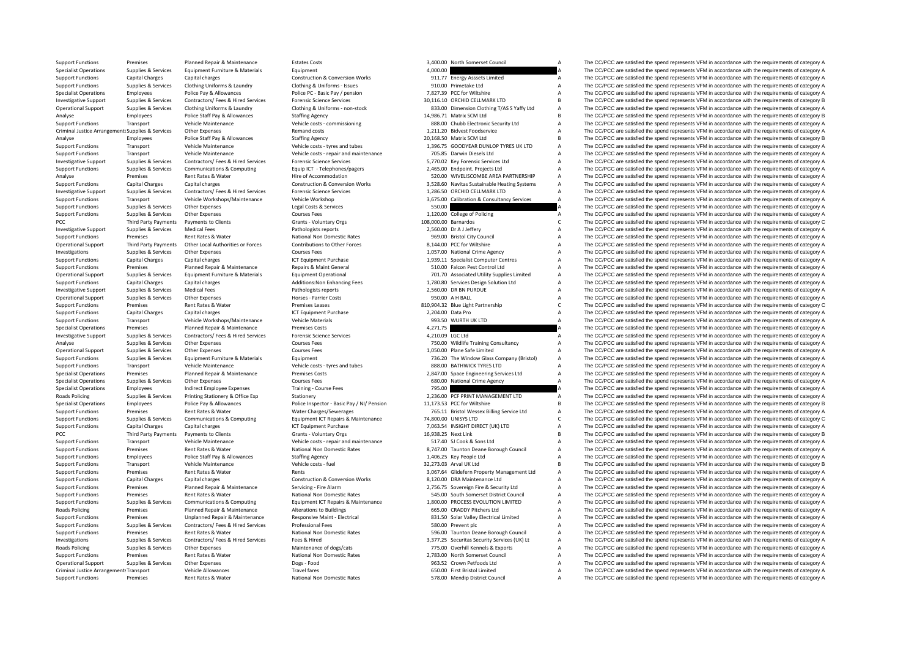| | | | | | | | |
|---|---|---|---|---|---|---|---|
| Support Functions | Premises | Planned Repair & Maintenance | Estates Costs | 3,400.00 | North Somerset Council | A | The CC/PCC are satisfied the spend represents VFM in accordance with the requirements of category A |
| Specialist Operations | Supplies & Services | Equipment Furniture & Materials | Equipment | 4,000.00 | | A | The CC/PCC are satisfied the spend represents VFM in accordance with the requirements of category A |
| Support Functions | Capital Charges | Capital charges | Construction & Conversion Works | 911.77 | Energy Asssets Limited | A | The CC/PCC are satisfied the spend represents VFM in accordance with the requirements of category A |
| Support Functions | Supplies & Services | Clothing Uniforms & Laundry | Clothing & Uniforms - Issues | 910.00 | Primetake Ltd | A | The CC/PCC are satisfied the spend represents VFM in accordance with the requirements of category A |
| Specialist Operations | Employees | Police Pay & Allowances | Police PC - Basic Pay / pension | 7,827.39 | PCC for Wiltshire | A | The CC/PCC are satisfied the spend represents VFM in accordance with the requirements of category A |
| Investigative Support | Supplies & Services | Contractors/ Fees & Hired Services | Forensic Science Services | 30,116.10 | ORCHID CELLMARK LTD | B | The CC/PCC are satisfied the spend represents VFM in accordance with the requirements of category B |
| Operational Support | Supplies & Services | Clothing Uniforms & Laundry | Clothing & Uniforms - non-stock | 833.00 | Dimension Clothing T/AS S Yaffy Ltd | A | The CC/PCC are satisfied the spend represents VFM in accordance with the requirements of category A |
| Analyse | Employees | Police Staff Pay & Allowances | Staffing Agency | 14,986.71 | Matrix SCM Ltd | B | The CC/PCC are satisfied the spend represents VFM in accordance with the requirements of category B |
| Support Functions | Transport | Vehicle Maintenance | Vehicle costs - commissioning | 888.00 | Chubb Electronic Security Ltd | A | The CC/PCC are satisfied the spend represents VFM in accordance with the requirements of category A |
| Criminal Justice Arrangements | Supplies & Services | Other Expenses | Remand costs | 1,211.20 | Bidvest Foodservice | A | The CC/PCC are satisfied the spend represents VFM in accordance with the requirements of category A |
| Analyse | Employees | Police Staff Pay & Allowances | Staffing Agency | 20,168.50 | Matrix SCM Ltd | B | The CC/PCC are satisfied the spend represents VFM in accordance with the requirements of category B |
| Support Functions | Transport | Vehicle Maintenance | Vehicle costs - tyres and tubes | 1,396.75 | GOODYEAR DUNLOP TYRES UK LTD | A | The CC/PCC are satisfied the spend represents VFM in accordance with the requirements of category A |
| Support Functions | Transport | Vehicle Maintenance | Vehicle costs - repair and maintenance | 705.85 | Darwin Diesels Ltd | A | The CC/PCC are satisfied the spend represents VFM in accordance with the requirements of category A |
| Investigative Support | Supplies & Services | Contractors/ Fees & Hired Services | Forensic Science Services | 5,770.02 | Key Forensic Services Ltd | A | The CC/PCC are satisfied the spend represents VFM in accordance with the requirements of category A |
| Support Functions | Supplies & Services | Communications & Computing | Equip ICT - Telephones/pagers | 2,465.00 | Endpoint. Projects Ltd | A | The CC/PCC are satisfied the spend represents VFM in accordance with the requirements of category A |
| Analyse | Premises | Rent Rates & Water | Hire of Accommodation | 520.00 | WIVELISCOMBE AREA PARTNERSHIP | A | The CC/PCC are satisfied the spend represents VFM in accordance with the requirements of category A |
| Support Functions | Capital Charges | Capital charges | Construction & Conversion Works | 3,528.60 | Navitas Sustainable Heating Systems | A | The CC/PCC are satisfied the spend represents VFM in accordance with the requirements of category A |
| Investigative Support | Supplies & Services | Contractors/ Fees & Hired Services | Forensic Science Services | 1,286.50 | ORCHID CELLMARK LTD | A | The CC/PCC are satisfied the spend represents VFM in accordance with the requirements of category A |
| Support Functions | Transport | Vehicle Workshops/Maintenance | Vehicle Workshop | 3,675.00 | Calibration & Consultancy Services | A | The CC/PCC are satisfied the spend represents VFM in accordance with the requirements of category A |
| Support Functions | Supplies & Services | Other Expenses | Legal Costs & Services | 550.00 | | A | The CC/PCC are satisfied the spend represents VFM in accordance with the requirements of category A |
| Support Functions | Supplies & Services | Other Expenses | Courses Fees | 1,120.00 | College of Policing | A | The CC/PCC are satisfied the spend represents VFM in accordance with the requirements of category A |
| PCC | Third Party Payments | Payments to Clients | Grants - Voluntary Orgs | 108,000.00 | Barnardos | C | The CC/PCC are satisfied the spend represents VFM in accordance with the requirements of category C |
| Investigative Support | Supplies & Services | Medical Fees | Pathologists reports | 2,560.00 | Dr A J Jeffery | A | The CC/PCC are satisfied the spend represents VFM in accordance with the requirements of category A |
| Support Functions | Premises | Rent Rates & Water | National Non Domestic Rates | 969.00 | Bristol City Council | A | The CC/PCC are satisfied the spend represents VFM in accordance with the requirements of category A |
| Operational Support | Third Party Payments | Other Local Authorities or Forces | Contributions to Other Forces | 8,144.00 | PCC for Wiltshire | A | The CC/PCC are satisfied the spend represents VFM in accordance with the requirements of category A |
| Investigations | Supplies & Services | Other Expenses | Courses Fees | 1,057.00 | National Crime Agency | A | The CC/PCC are satisfied the spend represents VFM in accordance with the requirements of category A |
| Support Functions | Capital Charges | Capital charges | ICT Equipment Purchase | 1,939.11 | Specialist Computer Centres | A | The CC/PCC are satisfied the spend represents VFM in accordance with the requirements of category A |
| Support Functions | Premises | Planned Repair & Maintenance | Repairs & Maint General | 510.00 | Falcon Pest Control Ltd | A | The CC/PCC are satisfied the spend represents VFM in accordance with the requirements of category A |
| Operational Support | Supplies & Services | Equipment Furniture & Materials | Equipment Operational | 701.70 | Associated Utility Supplies Limited | A | The CC/PCC are satisfied the spend represents VFM in accordance with the requirements of category A |
| Support Functions | Capital Charges | Capital charges | Additions:Non Enhancing Fees | 1,780.80 | Services Design Solution Ltd | A | The CC/PCC are satisfied the spend represents VFM in accordance with the requirements of category A |
| Investigative Support | Supplies & Services | Medical Fees | Pathologists reports | 2,560.00 | DR BN PURDUE | A | The CC/PCC are satisfied the spend represents VFM in accordance with the requirements of category A |
| Operational Support | Supplies & Services | Other Expenses | Horses - Farrier Costs | 950.00 | A H BALL | A | The CC/PCC are satisfied the spend represents VFM in accordance with the requirements of category A |
| Support Functions | Premises | Rent Rates & Water | Premises Leases | 810,904.32 | Blue Light Partnership | C | The CC/PCC are satisfied the spend represents VFM in accordance with the requirements of category C |
| Support Functions | Capital Charges | Capital charges | ICT Equipment Purchase | 2,204.00 | Data Pro | A | The CC/PCC are satisfied the spend represents VFM in accordance with the requirements of category A |
| Support Functions | Transport | Vehicle Workshops/Maintenance | Vehicle Materials | 993.50 | WURTH UK LTD | A | The CC/PCC are satisfied the spend represents VFM in accordance with the requirements of category A |
| Specialist Operations | Premises | Planned Repair & Maintenance | Premises Costs | 4,271.75 | | A | The CC/PCC are satisfied the spend represents VFM in accordance with the requirements of category A |
| Investigative Support | Supplies & Services | Contractors/ Fees & Hired Services | Forensic Science Services | 4,210.09 | LGC Ltd | A | The CC/PCC are satisfied the spend represents VFM in accordance with the requirements of category A |
| Analyse | Supplies & Services | Other Expenses | Courses Fees | 750.00 | Wildlife Training Consultancy | A | The CC/PCC are satisfied the spend represents VFM in accordance with the requirements of category A |
| Operational Support | Supplies & Services | Other Expenses | Courses Fees | 1,050.00 | Plane Safe Limited | A | The CC/PCC are satisfied the spend represents VFM in accordance with the requirements of category A |
| Support Functions | Supplies & Services | Equipment Furniture & Materials | Equipment | 736.20 | The Window Glass Company (Bristol) | A | The CC/PCC are satisfied the spend represents VFM in accordance with the requirements of category A |
| Support Functions | Transport | Vehicle Maintenance | Vehicle costs - tyres and tubes | 888.00 | BATHWICK TYRES LTD | A | The CC/PCC are satisfied the spend represents VFM in accordance with the requirements of category A |
| Specialist Operations | Premises | Planned Repair & Maintenance | Premises Costs | 2,847.00 | Space Engineering Services Ltd | A | The CC/PCC are satisfied the spend represents VFM in accordance with the requirements of category A |
| Specialist Operations | Supplies & Services | Other Expenses | Courses Fees | 680.00 | National Crime Agency | A | The CC/PCC are satisfied the spend represents VFM in accordance with the requirements of category A |
| Specialist Operations | Employees | Indirect Employee Expenses | Training - Course Fees | 795.00 | | A | The CC/PCC are satisfied the spend represents VFM in accordance with the requirements of category A |
| Roads Policing | Supplies & Services | Printing Stationery & Office Exp | Stationery | 2,236.00 | PCF PRINT MANAGEMENT LTD | A | The CC/PCC are satisfied the spend represents VFM in accordance with the requirements of category A |
| Specialist Operations | Employees | Police Pay & Allowances | Police Inspector - Basic Pay / NI/ Pension | 11,173.53 | PCC for Wiltshire | B | The CC/PCC are satisfied the spend represents VFM in accordance with the requirements of category B |
| Support Functions | Premises | Rent Rates & Water | Water Charges/Sewerages | 765.11 | Bristol Wessex Billing Service Ltd | A | The CC/PCC are satisfied the spend represents VFM in accordance with the requirements of category A |
| Support Functions | Supplies & Services | Communications & Computing | Equipment ICT Repairs & Maintenance | 74,800.00 | UNISYS LTD | C | The CC/PCC are satisfied the spend represents VFM in accordance with the requirements of category C |
| Support Functions | Capital Charges | Capital charges | ICT Equipment Purchase | 7,063.54 | INSIGHT DIRECT (UK) LTD | A | The CC/PCC are satisfied the spend represents VFM in accordance with the requirements of category A |
| PCC | Third Party Payments | Payments to Clients | Grants - Voluntary Orgs | 16,938.25 | Next Link | B | The CC/PCC are satisfied the spend represents VFM in accordance with the requirements of category B |
| Support Functions | Transport | Vehicle Maintenance | Vehicle costs - repair and maintenance | 517.40 | SJ Cook & Sons Ltd | A | The CC/PCC are satisfied the spend represents VFM in accordance with the requirements of category A |
| Support Functions | Premises | Rent Rates & Water | National Non Domestic Rates | 8,747.00 | Taunton Deane Borough Council | A | The CC/PCC are satisfied the spend represents VFM in accordance with the requirements of category A |
| Support Functions | Employees | Police Staff Pay & Allowances | Staffing Agency | 1,406.25 | Key People Ltd | A | The CC/PCC are satisfied the spend represents VFM in accordance with the requirements of category A |
| Support Functions | Transport | Vehicle Maintenance | Vehicle costs - fuel | 32,273.03 | Arval UK Ltd | B | The CC/PCC are satisfied the spend represents VFM in accordance with the requirements of category B |
| Support Functions | Premises | Rent Rates & Water | Rents | 3,067.64 | Gliderfern Property Management Ltd | A | The CC/PCC are satisfied the spend represents VFM in accordance with the requirements of category A |
| Support Functions | Capital Charges | Capital charges | Construction & Conversion Works | 8,120.00 | DRA Maintenance Ltd | A | The CC/PCC are satisfied the spend represents VFM in accordance with the requirements of category A |
| Support Functions | Premises | Planned Repair & Maintenance | Servicing - Fire Alarm | 2,756.75 | Sovereign Fire & Security Ltd | A | The CC/PCC are satisfied the spend represents VFM in accordance with the requirements of category A |
| Support Functions | Premises | Rent Rates & Water | National Non Domestic Rates | 545.00 | South Somerset District Council | A | The CC/PCC are satisfied the spend represents VFM in accordance with the requirements of category A |
| Support Functions | Supplies & Services | Communications & Computing | Equipment ICT Repairs & Maintenance | 1,800.00 | PROCESS EVOLUTION LIMITED | A | The CC/PCC are satisfied the spend represents VFM in accordance with the requirements of category A |
| Roads Policing | Premises | Planned Repair & Maintenance | Alterations to Buildings | 665.00 | CRADDY Pitchers Ltd | A | The CC/PCC are satisfied the spend represents VFM in accordance with the requirements of category A |
| Support Functions | Premises | Unplanned Repair & Maintenance | Responsive Maint - Electrical | 831.50 | Solar Valley Electrical Limited | A | The CC/PCC are satisfied the spend represents VFM in accordance with the requirements of category A |
| Support Functions | Supplies & Services | Contractors/ Fees & Hired Services | Professional Fees | 580.00 | Prevent plc | A | The CC/PCC are satisfied the spend represents VFM in accordance with the requirements of category A |
| Support Functions | Premises | Rent Rates & Water | National Non Domestic Rates | 596.00 | Taunton Deane Borough Council | A | The CC/PCC are satisfied the spend represents VFM in accordance with the requirements of category A |
| Investigations | Supplies & Services | Contractors/ Fees & Hired Services | Fees & Hired | 3,377.25 | Securitas Security Services (UK) Lt | A | The CC/PCC are satisfied the spend represents VFM in accordance with the requirements of category A |
| Roads Policing | Supplies & Services | Other Expenses | Maintenance of dogs/cats | 775.00 | Overhill Kennels & Exports | A | The CC/PCC are satisfied the spend represents VFM in accordance with the requirements of category A |
| Support Functions | Premises | Rent Rates & Water | National Non Domestic Rates | 2,783.00 | North Somerset Council | A | The CC/PCC are satisfied the spend represents VFM in accordance with the requirements of category A |
| Operational Support | Supplies & Services | Other Expenses | Dogs - Food | 963.52 | Crown Petfoods Ltd | A | The CC/PCC are satisfied the spend represents VFM in accordance with the requirements of category A |
| Criminal Justice Arrangements | Transport | Vehicle Allowances | Travel fares | 650.00 | First Bristol Limited | A | The CC/PCC are satisfied the spend represents VFM in accordance with the requirements of category A |
| Support Functions | Premises | Rent Rates & Water | National Non Domestic Rates | 578.00 | Mendip District Council | A | The CC/PCC are satisfied the spend represents VFM in accordance with the requirements of category A |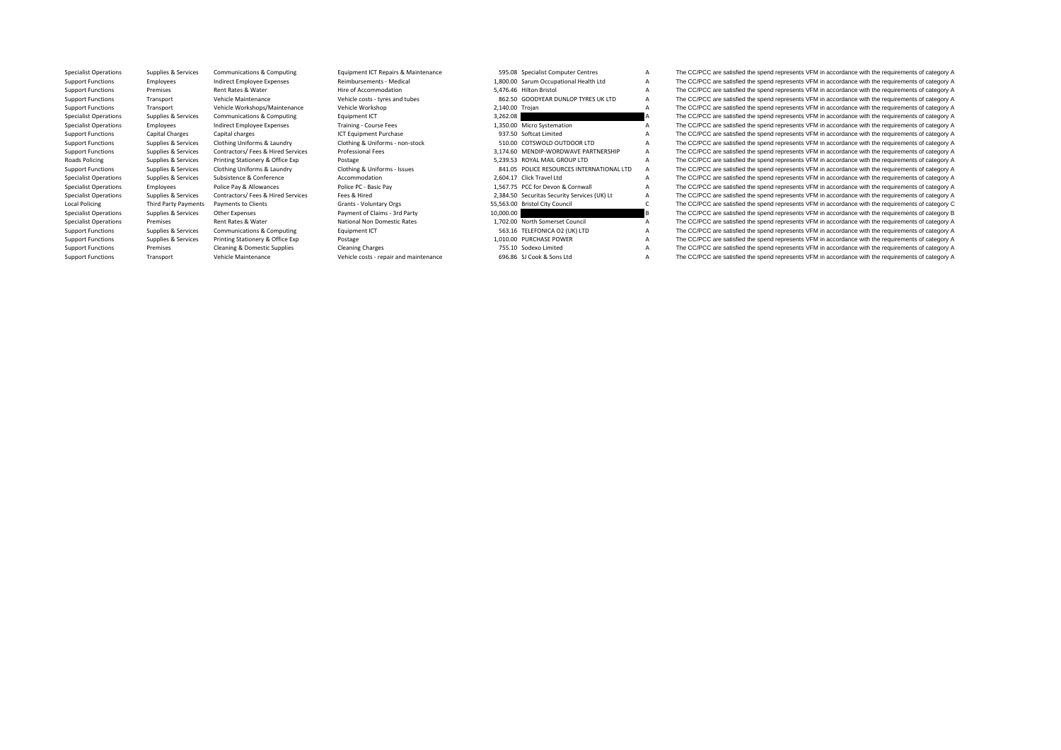| | | | | | | | |
|---|---|---|---|---|---|---|---|
| Specialist Operations | Supplies & Services | Communications & Computing | Equipment ICT Repairs & Maintenance | 595.08 | Specialist Computer Centres | A | The CC/PCC are satisfied the spend represents VFM in accordance with the requirements of category A |
| Support Functions | Employees | Indirect Employee Expenses | Reimbursements - Medical | 1,800.00 | Sarum Occupational Health Ltd | A | The CC/PCC are satisfied the spend represents VFM in accordance with the requirements of category A |
| Support Functions | Premises | Rent Rates & Water | Hire of Accommodation | 5,476.46 | Hilton Bristol | A | The CC/PCC are satisfied the spend represents VFM in accordance with the requirements of category A |
| Support Functions | Transport | Vehicle Maintenance | Vehicle costs - tyres and tubes | 862.50 | GOODYEAR DUNLOP TYRES UK LTD | A | The CC/PCC are satisfied the spend represents VFM in accordance with the requirements of category A |
| Support Functions | Transport | Vehicle Workshops/Maintenance | Vehicle Workshop | 2,140.00 | Trojan | A | The CC/PCC are satisfied the spend represents VFM in accordance with the requirements of category A |
| Specialist Operations | Supplies & Services | Communications & Computing | Equipment ICT | 3,262.08 | | A | The CC/PCC are satisfied the spend represents VFM in accordance with the requirements of category A |
| Specialist Operations | Employees | Indirect Employee Expenses | Training - Course Fees | 1,350.00 | Micro Systemation | A | The CC/PCC are satisfied the spend represents VFM in accordance with the requirements of category A |
| Support Functions | Capital Charges | Capital charges | ICT Equipment Purchase | 937.50 | Softcat Limited | A | The CC/PCC are satisfied the spend represents VFM in accordance with the requirements of category A |
| Support Functions | Supplies & Services | Clothing Uniforms & Laundry | Clothing & Uniforms - non-stock | 510.00 | COTSWOLD OUTDOOR LTD | A | The CC/PCC are satisfied the spend represents VFM in accordance with the requirements of category A |
| Support Functions | Supplies & Services | Contractors/ Fees & Hired Services | Professional Fees | 3,174.60 | MENDIP-WORDWAVE PARTNERSHIP | A | The CC/PCC are satisfied the spend represents VFM in accordance with the requirements of category A |
| Roads Policing | Supplies & Services | Printing Stationery & Office Exp | Postage | 5,239.53 | ROYAL MAIL GROUP LTD | A | The CC/PCC are satisfied the spend represents VFM in accordance with the requirements of category A |
| Support Functions | Supplies & Services | Clothing Uniforms & Laundry | Clothing & Uniforms - Issues | 841.05 | POLICE RESOURCES INTERNATIONAL LTD | A | The CC/PCC are satisfied the spend represents VFM in accordance with the requirements of category A |
| Specialist Operations | Supplies & Services | Subsistence & Conference | Accommodation | 2,604.17 | Click Travel Ltd | A | The CC/PCC are satisfied the spend represents VFM in accordance with the requirements of category A |
| Specialist Operations | Employees | Police Pay & Allowances | Police PC - Basic Pay | 1,567.75 | PCC for Devon & Cornwall | A | The CC/PCC are satisfied the spend represents VFM in accordance with the requirements of category A |
| Specialist Operations | Supplies & Services | Contractors/ Fees & Hired Services | Fees & Hired | 2,384.50 | Securitas Security Services (UK) Lt | A | The CC/PCC are satisfied the spend represents VFM in accordance with the requirements of category A |
| Local Policing | Third Party Payments | Payments to Clients | Grants - Voluntary Orgs | 55,563.00 | Bristol City Council | C | The CC/PCC are satisfied the spend represents VFM in accordance with the requirements of category C |
| Specialist Operations | Supplies & Services | Other Expenses | Payment of Claims - 3rd Party | 10,000.00 | | B | The CC/PCC are satisfied the spend represents VFM in accordance with the requirements of category B |
| Specialist Operations | Premises | Rent Rates & Water | National Non Domestic Rates | 1,702.00 | North Somerset Council | A | The CC/PCC are satisfied the spend represents VFM in accordance with the requirements of category A |
| Support Functions | Supplies & Services | Communications & Computing | Equipment ICT | 563.16 | TELEFONICA O2 (UK) LTD | A | The CC/PCC are satisfied the spend represents VFM in accordance with the requirements of category A |
| Support Functions | Supplies & Services | Printing Stationery & Office Exp | Postage | 1,010.00 | PURCHASE POWER | A | The CC/PCC are satisfied the spend represents VFM in accordance with the requirements of category A |
| Support Functions | Premises | Cleaning & Domestic Supplies | Cleaning Charges | 755.10 | Sodexo Limited | A | The CC/PCC are satisfied the spend represents VFM in accordance with the requirements of category A |
| Support Functions | Transport | Vehicle Maintenance | Vehicle costs - repair and maintenance | 696.86 | SJ Cook & Sons Ltd | A | The CC/PCC are satisfied the spend represents VFM in accordance with the requirements of category A |